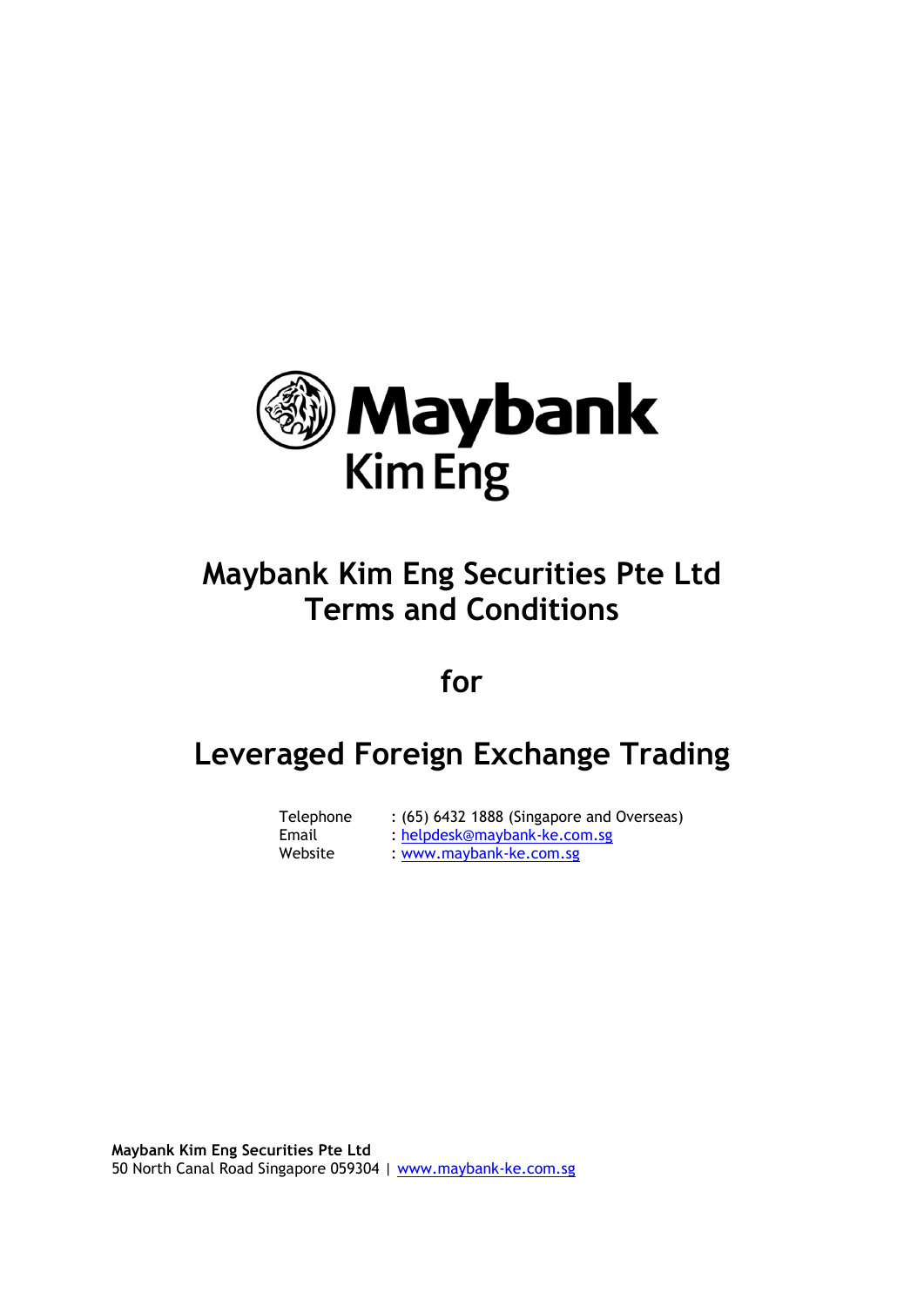# Maybank Kim Eng Securities Pte Ltd Terms and Conditions

# for

# Leveraged Foreign Exchange Trading

| | |
|---|---|
| Telephone | : (65) 6432 1888 (Singapore and Overseas) |
| Email | : helpdesk@maybank-ke.com.sg |
| Website | : www.maybank-ke.com.sg |

**Maybank Kim Eng Securities Pte Ltd**
50 North Canal Road Singapore 059304 | www.maybank-ke.com.sg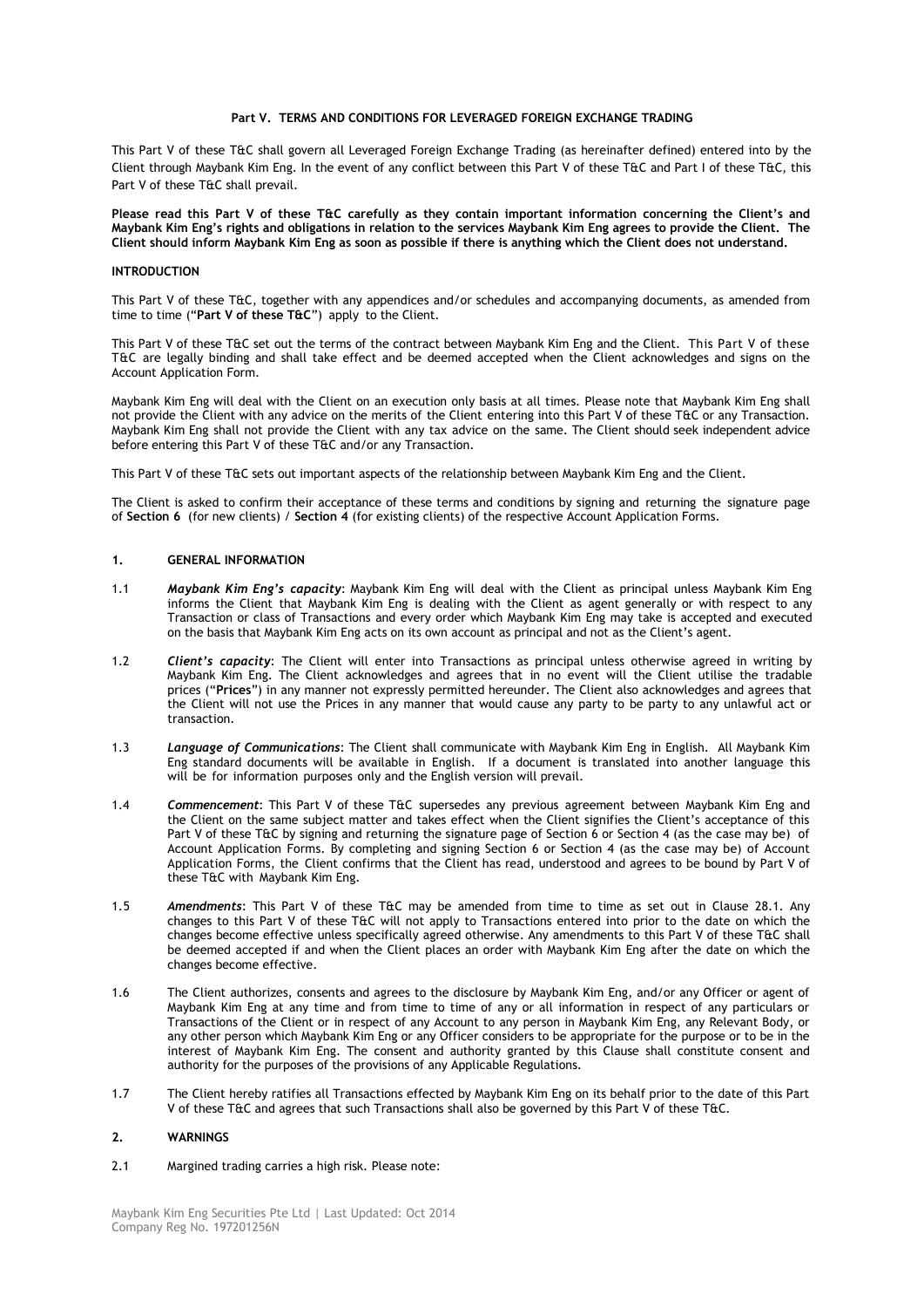## Part V. TERMS AND CONDITIONS FOR LEVERAGED FOREIGN EXCHANGE TRADING

This Part V of these T&C shall govern all Leveraged Foreign Exchange Trading (as hereinafter defined) entered into by the Client through Maybank Kim Eng. In the event of any conflict between this Part V of these T&C and Part I of these T&C, this Part V of these T&C shall prevail.

**Please read this Part V of these T&C carefully as they contain important information concerning the Client's and Maybank Kim Eng's rights and obligations in relation to the services Maybank Kim Eng agrees to provide the Client. The Client should inform Maybank Kim Eng as soon as possible if there is anything which the Client does not understand.**

### INTRODUCTION

This Part V of these T&C, together with any appendices and/or schedules and accompanying documents, as amended from time to time ("**Part V of these T&C**") apply to the Client.

This Part V of these T&C set out the terms of the contract between Maybank Kim Eng and the Client. This Part V of these T&C are legally binding and shall take effect and be deemed accepted when the Client acknowledges and signs on the Account Application Form.

Maybank Kim Eng will deal with the Client on an execution only basis at all times. Please note that Maybank Kim Eng shall not provide the Client with any advice on the merits of the Client entering into this Part V of these T&C or any Transaction. Maybank Kim Eng shall not provide the Client with any tax advice on the same. The Client should seek independent advice before entering this Part V of these T&C and/or any Transaction.

This Part V of these T&C sets out important aspects of the relationship between Maybank Kim Eng and the Client.

The Client is asked to confirm their acceptance of these terms and conditions by signing and returning the signature page of **Section 6** (for new clients) / **Section 4** (for existing clients) of the respective Account Application Forms.

### 1. GENERAL INFORMATION

1.1 ***Maybank Kim Eng's capacity***: Maybank Kim Eng will deal with the Client as principal unless Maybank Kim Eng informs the Client that Maybank Kim Eng is dealing with the Client as agent generally or with respect to any Transaction or class of Transactions and every order which Maybank Kim Eng may take is accepted and executed on the basis that Maybank Kim Eng acts on its own account as principal and not as the Client's agent.

1.2 ***Client's capacity***: The Client will enter into Transactions as principal unless otherwise agreed in writing by Maybank Kim Eng. The Client acknowledges and agrees that in no event will the Client utilise the tradable prices ("**Prices**") in any manner not expressly permitted hereunder. The Client also acknowledges and agrees that the Client will not use the Prices in any manner that would cause any party to be party to any unlawful act or transaction.

1.3 ***Language of Communications***: The Client shall communicate with Maybank Kim Eng in English. All Maybank Kim Eng standard documents will be available in English. If a document is translated into another language this will be for information purposes only and the English version will prevail.

1.4 ***Commencement***: This Part V of these T&C supersedes any previous agreement between Maybank Kim Eng and the Client on the same subject matter and takes effect when the Client signifies the Client's acceptance of this Part V of these T&C by signing and returning the signature page of Section 6 or Section 4 (as the case may be) of Account Application Forms. By completing and signing Section 6 or Section 4 (as the case may be) of Account Application Forms, the Client confirms that the Client has read, understood and agrees to be bound by Part V of these T&C with Maybank Kim Eng.

1.5 ***Amendments***: This Part V of these T&C may be amended from time to time as set out in Clause 28.1. Any changes to this Part V of these T&C will not apply to Transactions entered into prior to the date on which the changes become effective unless specifically agreed otherwise. Any amendments to this Part V of these T&C shall be deemed accepted if and when the Client places an order with Maybank Kim Eng after the date on which the changes become effective.

1.6 The Client authorizes, consents and agrees to the disclosure by Maybank Kim Eng, and/or any Officer or agent of Maybank Kim Eng at any time and from time to time of any or all information in respect of any particulars or Transactions of the Client or in respect of any Account to any person in Maybank Kim Eng, any Relevant Body, or any other person which Maybank Kim Eng or any Officer considers to be appropriate for the purpose or to be in the interest of Maybank Kim Eng. The consent and authority granted by this Clause shall constitute consent and authority for the purposes of the provisions of any Applicable Regulations.

1.7 The Client hereby ratifies all Transactions effected by Maybank Kim Eng on its behalf prior to the date of this Part V of these T&C and agrees that such Transactions shall also be governed by this Part V of these T&C.

### 2. WARNINGS

2.1 Margined trading carries a high risk. Please note: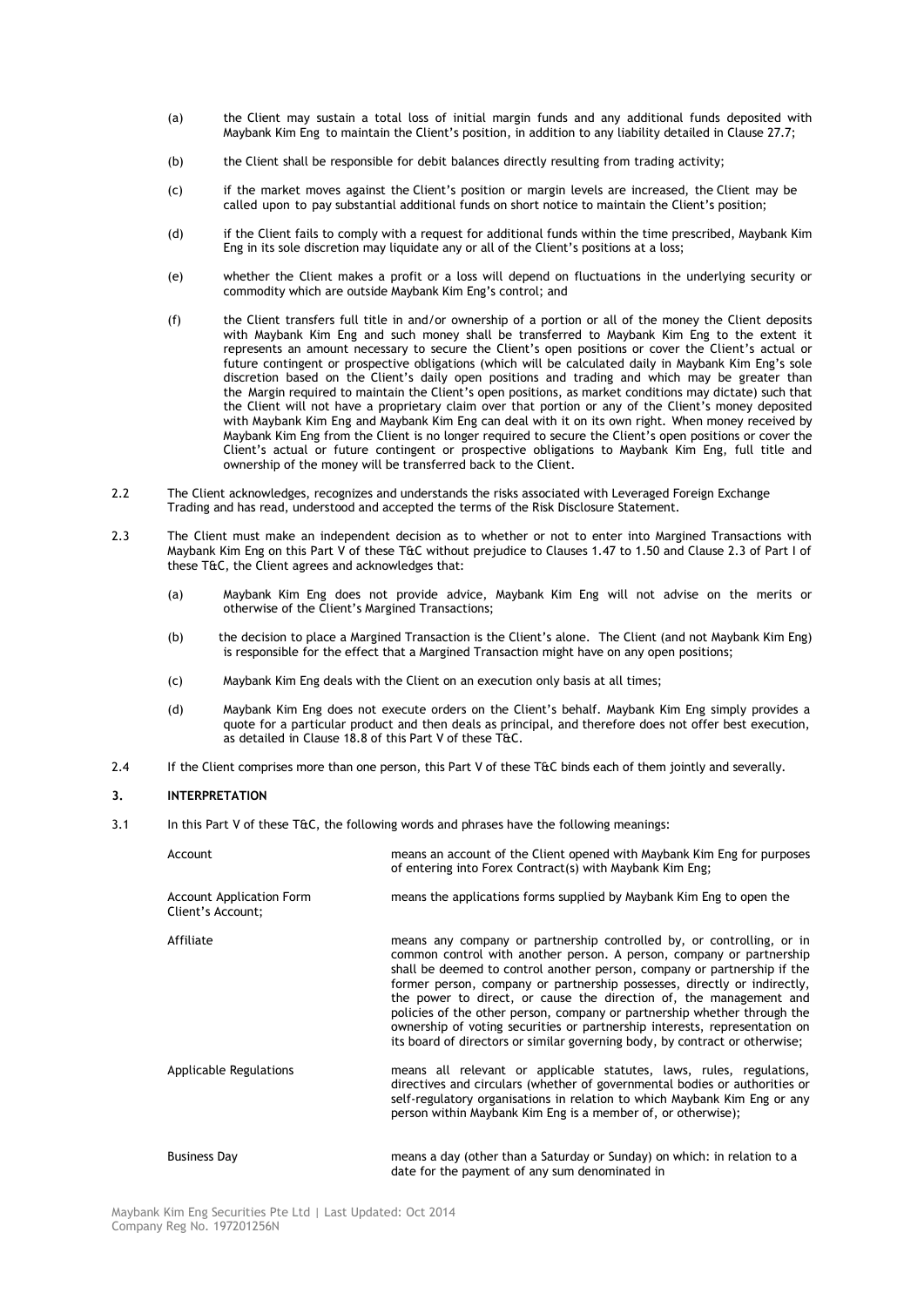(a) the Client may sustain a total loss of initial margin funds and any additional funds deposited with Maybank Kim Eng to maintain the Client's position, in addition to any liability detailed in Clause 27.7;

(b) the Client shall be responsible for debit balances directly resulting from trading activity;

(c) if the market moves against the Client's position or margin levels are increased, the Client may be called upon to pay substantial additional funds on short notice to maintain the Client's position;

(d) if the Client fails to comply with a request for additional funds within the time prescribed, Maybank Kim Eng in its sole discretion may liquidate any or all of the Client's positions at a loss;

(e) whether the Client makes a profit or a loss will depend on fluctuations in the underlying security or commodity which are outside Maybank Kim Eng's control; and

(f) the Client transfers full title in and/or ownership of a portion or all of the money the Client deposits with Maybank Kim Eng and such money shall be transferred to Maybank Kim Eng to the extent it represents an amount necessary to secure the Client's open positions or cover the Client's actual or future contingent or prospective obligations (which will be calculated daily in Maybank Kim Eng's sole discretion based on the Client's daily open positions and trading and which may be greater than the Margin required to maintain the Client's open positions, as market conditions may dictate) such that the Client will not have a proprietary claim over that portion or any of the Client's money deposited with Maybank Kim Eng and Maybank Kim Eng can deal with it on its own right. When money received by Maybank Kim Eng from the Client is no longer required to secure the Client's open positions or cover the Client's actual or future contingent or prospective obligations to Maybank Kim Eng, full title and ownership of the money will be transferred back to the Client.

2.2 The Client acknowledges, recognizes and understands the risks associated with Leveraged Foreign Exchange Trading and has read, understood and accepted the terms of the Risk Disclosure Statement.

2.3 The Client must make an independent decision as to whether or not to enter into Margined Transactions with Maybank Kim Eng on this Part V of these T&C without prejudice to Clauses 1.47 to 1.50 and Clause 2.3 of Part I of these T&C, the Client agrees and acknowledges that:

(a) Maybank Kim Eng does not provide advice, Maybank Kim Eng will not advise on the merits or otherwise of the Client's Margined Transactions;

(b) the decision to place a Margined Transaction is the Client's alone. The Client (and not Maybank Kim Eng) is responsible for the effect that a Margined Transaction might have on any open positions;

(c) Maybank Kim Eng deals with the Client on an execution only basis at all times;

(d) Maybank Kim Eng does not execute orders on the Client's behalf. Maybank Kim Eng simply provides a quote for a particular product and then deals as principal, and therefore does not offer best execution, as detailed in Clause 18.8 of this Part V of these T&C.

2.4 If the Client comprises more than one person, this Part V of these T&C binds each of them jointly and severally.

## 3. INTERPRETATION

3.1 In this Part V of these T&C, the following words and phrases have the following meanings:

| | |
|---|---|
| Account | means an account of the Client opened with Maybank Kim Eng for purposes of entering into Forex Contract(s) with Maybank Kim Eng; |
| Account Application Form | means the applications forms supplied by Maybank Kim Eng to open the Client's Account; |
| Affiliate | means any company or partnership controlled by, or controlling, or in common control with another person. A person, company or partnership shall be deemed to control another person, company or partnership if the former person, company or partnership possesses, directly or indirectly, the power to direct, or cause the direction of, the management and policies of the other person, company or partnership whether through the ownership of voting securities or partnership interests, representation on its board of directors or similar governing body, by contract or otherwise; |
| Applicable Regulations | means all relevant or applicable statutes, laws, rules, regulations, directives and circulars (whether of governmental bodies or authorities or self-regulatory organisations in relation to which Maybank Kim Eng or any person within Maybank Kim Eng is a member of, or otherwise); |
| Business Day | means a day (other than a Saturday or Sunday) on which: in relation to a date for the payment of any sum denominated in |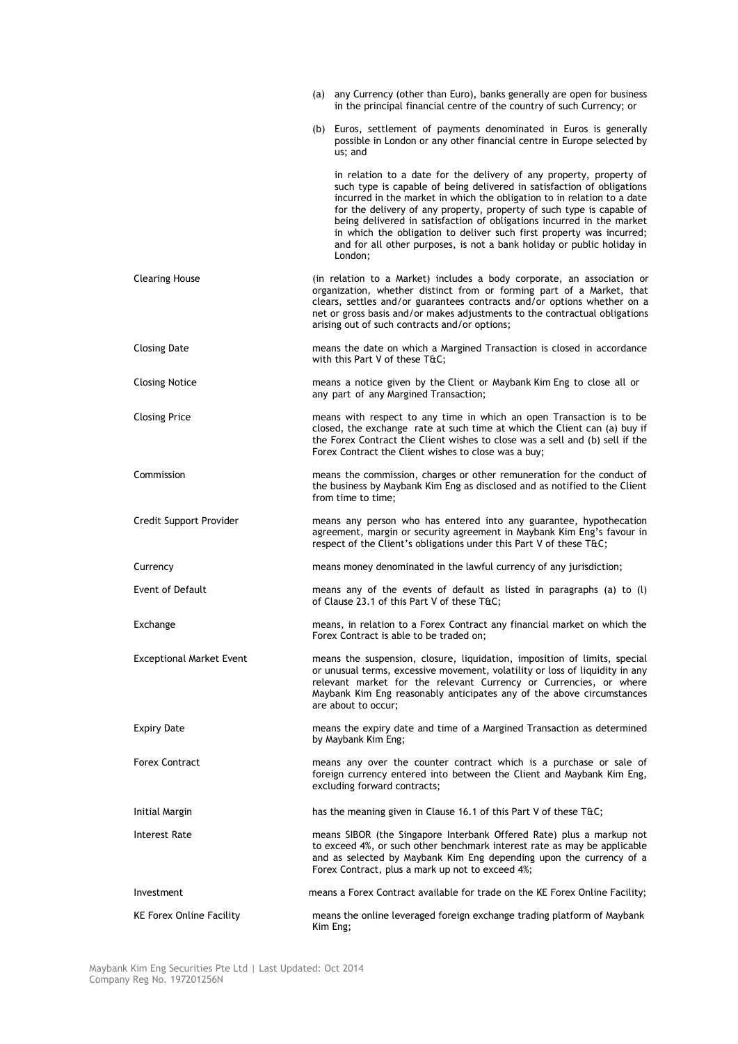(a) any Currency (other than Euro), banks generally are open for business in the principal financial centre of the country of such Currency; or

(b) Euros, settlement of payments denominated in Euros is generally possible in London or any other financial centre in Europe selected by us; and

in relation to a date for the delivery of any property, property of such type is capable of being delivered in satisfaction of obligations incurred in the market in which the obligation to in relation to a date for the delivery of any property, property of such type is capable of being delivered in satisfaction of obligations incurred in the market in which the obligation to deliver such first property was incurred; and for all other purposes, is not a bank holiday or public holiday in London;

| | |
|---|---|
| Clearing House | (in relation to a Market) includes a body corporate, an association or organization, whether distinct from or forming part of a Market, that clears, settles and/or guarantees contracts and/or options whether on a net or gross basis and/or makes adjustments to the contractual obligations arising out of such contracts and/or options; |
| Closing Date | means the date on which a Margined Transaction is closed in accordance with this Part V of these T&C; |
| Closing Notice | means a notice given by the Client or Maybank Kim Eng to close all or any part of any Margined Transaction; |
| Closing Price | means with respect to any time in which an open Transaction is to be closed, the exchange rate at such time at which the Client can (a) buy if the Forex Contract the Client wishes to close was a sell and (b) sell if the Forex Contract the Client wishes to close was a buy; |
| Commission | means the commission, charges or other remuneration for the conduct of the business by Maybank Kim Eng as disclosed and as notified to the Client from time to time; |
| Credit Support Provider | means any person who has entered into any guarantee, hypothecation agreement, margin or security agreement in Maybank Kim Eng's favour in respect of the Client's obligations under this Part V of these T&C; |
| Currency | means money denominated in the lawful currency of any jurisdiction; |
| Event of Default | means any of the events of default as listed in paragraphs (a) to (l) of Clause 23.1 of this Part V of these T&C; |
| Exchange | means, in relation to a Forex Contract any financial market on which the Forex Contract is able to be traded on; |
| Exceptional Market Event | means the suspension, closure, liquidation, imposition of limits, special or unusual terms, excessive movement, volatility or loss of liquidity in any relevant market for the relevant Currency or Currencies, or where Maybank Kim Eng reasonably anticipates any of the above circumstances are about to occur; |
| Expiry Date | means the expiry date and time of a Margined Transaction as determined by Maybank Kim Eng; |
| Forex Contract | means any over the counter contract which is a purchase or sale of foreign currency entered into between the Client and Maybank Kim Eng, excluding forward contracts; |
| Initial Margin | has the meaning given in Clause 16.1 of this Part V of these T&C; |
| Interest Rate | means SIBOR (the Singapore Interbank Offered Rate) plus a markup not to exceed 4%, or such other benchmark interest rate as may be applicable and as selected by Maybank Kim Eng depending upon the currency of a Forex Contract, plus a mark up not to exceed 4%; |
| Investment | means a Forex Contract available for trade on the KE Forex Online Facility; |
| KE Forex Online Facility | means the online leveraged foreign exchange trading platform of Maybank Kim Eng; |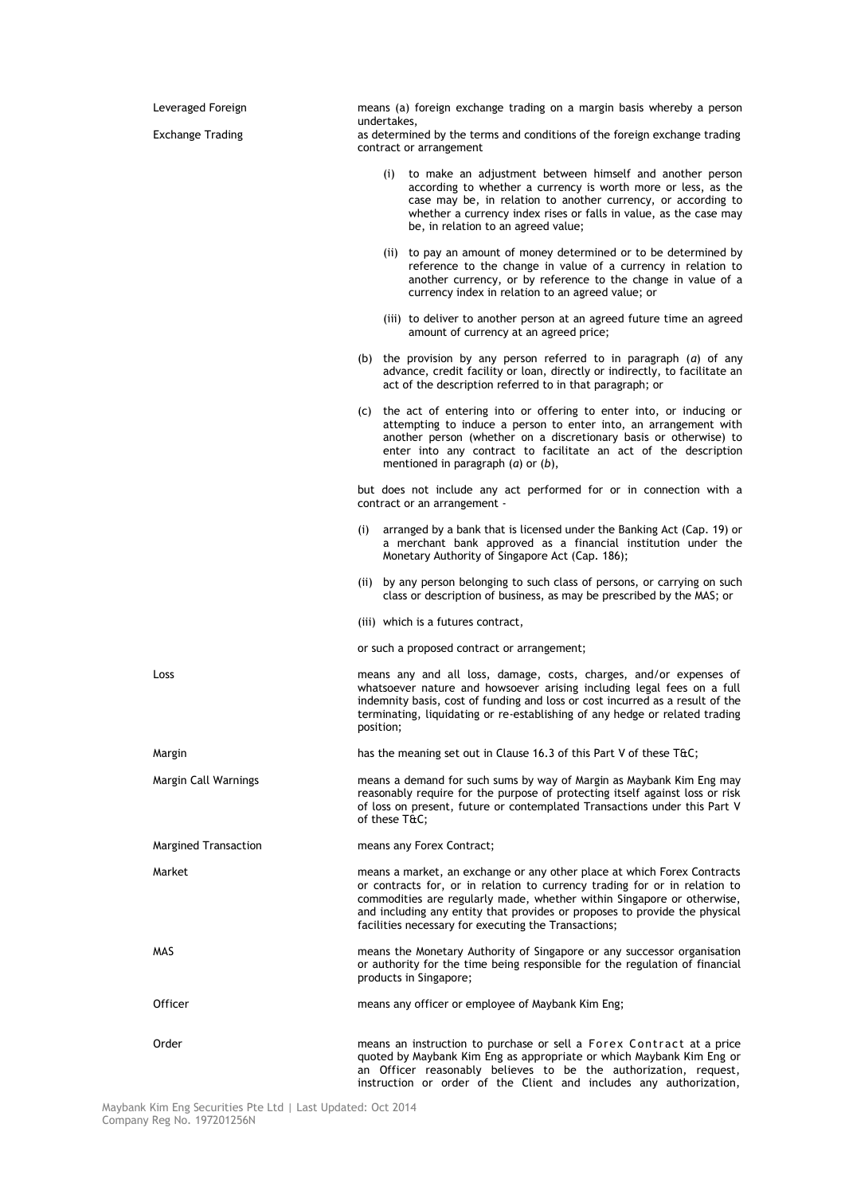| | |
|---|---|
| Leveraged Foreign Exchange Trading | means (a) foreign exchange trading on a margin basis whereby a person undertakes, as determined by the terms and conditions of the foreign exchange trading contract or arrangement<br><br>(i) to make an adjustment between himself and another person according to whether a currency is worth more or less, as the case may be, in relation to another currency, or according to whether a currency index rises or falls in value, as the case may be, in relation to an agreed value;<br><br>(ii) to pay an amount of money determined or to be determined by reference to the change in value of a currency in relation to another currency, or by reference to the change in value of a currency index in relation to an agreed value; or<br><br>(iii) to deliver to another person at an agreed future time an agreed amount of currency at an agreed price;<br><br>(b) the provision by any person referred to in paragraph (*a*) of any advance, credit facility or loan, directly or indirectly, to facilitate an act of the description referred to in that paragraph; or<br><br>(c) the act of entering into or offering to enter into, or inducing or attempting to induce a person to enter into, an arrangement with another person (whether on a discretionary basis or otherwise) to enter into any contract to facilitate an act of the description mentioned in paragraph (*a*) or (*b*),<br><br>but does not include any act performed for or in connection with a contract or an arrangement -<br><br>(i) arranged by a bank that is licensed under the Banking Act (Cap. 19) or a merchant bank approved as a financial institution under the Monetary Authority of Singapore Act (Cap. 186);<br><br>(ii) by any person belonging to such class of persons, or carrying on such class or description of business, as may be prescribed by the MAS; or<br><br>(iii) which is a futures contract,<br><br>or such a proposed contract or arrangement; |
| Loss | means any and all loss, damage, costs, charges, and/or expenses of whatsoever nature and howsoever arising including legal fees on a full indemnity basis, cost of funding and loss or cost incurred as a result of the terminating, liquidating or re-establishing of any hedge or related trading position; |
| Margin | has the meaning set out in Clause 16.3 of this Part V of these T&C; |
| Margin Call Warnings | means a demand for such sums by way of Margin as Maybank Kim Eng may reasonably require for the purpose of protecting itself against loss or risk of loss on present, future or contemplated Transactions under this Part V of these T&C; |
| Margined Transaction | means any Forex Contract; |
| Market | means a market, an exchange or any other place at which Forex Contracts or contracts for, or in relation to currency trading for or in relation to commodities are regularly made, whether within Singapore or otherwise, and including any entity that provides or proposes to provide the physical facilities necessary for executing the Transactions; |
| MAS | means the Monetary Authority of Singapore or any successor organisation or authority for the time being responsible for the regulation of financial products in Singapore; |
| Officer | means any officer or employee of Maybank Kim Eng; |
| Order | means an instruction to purchase or sell a Forex Contract at a price quoted by Maybank Kim Eng as appropriate or which Maybank Kim Eng or an Officer reasonably believes to be the authorization, request, instruction or order of the Client and includes any authorization, |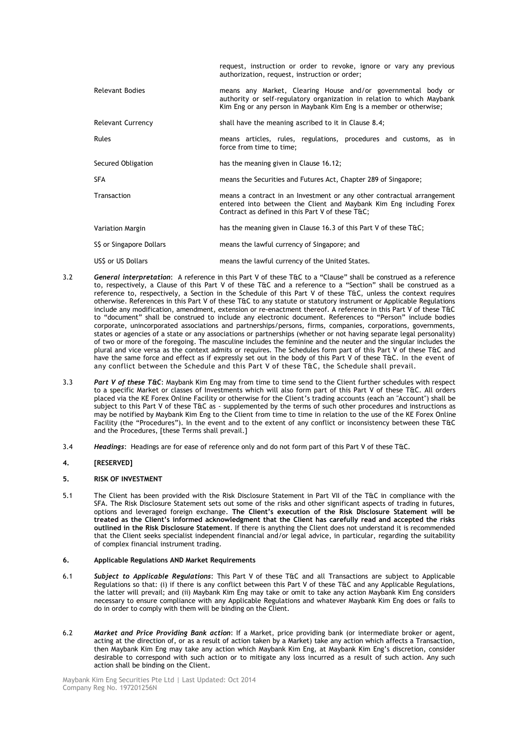| | |
|---|---|
| | request, instruction or order to revoke, ignore or vary any previous authorization, request, instruction or order; |
| Relevant Bodies | means any Market, Clearing House and/or governmental body or authority or self-regulatory organization in relation to which Maybank Kim Eng or any person in Maybank Kim Eng is a member or otherwise; |
| Relevant Currency | shall have the meaning ascribed to it in Clause 8.4; |
| Rules | means articles, rules, regulations, procedures and customs, as in force from time to time; |
| Secured Obligation | has the meaning given in Clause 16.12; |
| SFA | means the Securities and Futures Act, Chapter 289 of Singapore; |
| Transaction | means a contract in an Investment or any other contractual arrangement entered into between the Client and Maybank Kim Eng including Forex Contract as defined in this Part V of these T&C; |
| Variation Margin | has the meaning given in Clause 16.3 of this Part V of these T&C; |
| S$ or Singapore Dollars | means the lawful currency of Singapore; and |
| US$ or US Dollars | means the lawful currency of the United States. |

3.2 ***General interpretation***: A reference in this Part V of these T&C to a "Clause" shall be construed as a reference to, respectively, a Clause of this Part V of these T&C and a reference to a "Section" shall be construed as a reference to, respectively, a Section in the Schedule of this Part V of these T&C, unless the context requires otherwise. References in this Part V of these T&C to any statute or statutory instrument or Applicable Regulations include any modification, amendment, extension or re-enactment thereof. A reference in this Part V of these T&C to "document" shall be construed to include any electronic document. References to "Person" include bodies corporate, unincorporated associations and partnerships/persons, firms, companies, corporations, governments, states or agencies of a state or any associations or partnerships (whether or not having separate legal personality) of two or more of the foregoing. The masculine includes the feminine and the neuter and the singular includes the plural and vice versa as the context admits or requires. The Schedules form part of this Part V of these T&C and have the same force and effect as if expressly set out in the body of this Part V of these T&C. In the event of any conflict between the Schedule and this Part V of these T&C, the Schedule shall prevail.

3.3 ***Part V of these T&C***: Maybank Kim Eng may from time to time send to the Client further schedules with respect to a specific Market or classes of Investments which will also form part of this Part V of these T&C. All orders placed via the KE Forex Online Facility or otherwise for the Client's trading accounts (each an "Account") shall be subject to this Part V of these T&C as - supplemented by the terms of such other procedures and instructions as may be notified by Maybank Kim Eng to the Client from time to time in relation to the use of the KE Forex Online Facility (the "Procedures"). In the event and to the extent of any conflict or inconsistency between these T&C and the Procedures, [these Terms shall prevail.]

3.4 ***Headings***: Headings are for ease of reference only and do not form part of this Part V of these T&C.

## 4. [RESERVED]

## 5. RISK OF INVESTMENT

5.1 The Client has been provided with the Risk Disclosure Statement in Part VII of the T&C in compliance with the SFA. The Risk Disclosure Statement sets out some of the risks and other significant aspects of trading in futures, options and leveraged foreign exchange. **The Client's execution of the Risk Disclosure Statement will be treated as the Client's informed acknowledgment that the Client has carefully read and accepted the risks outlined in the Risk Disclosure Statement**. If there is anything the Client does not understand it is recommended that the Client seeks specialist independent financial and/or legal advice, in particular, regarding the suitability of complex financial instrument trading.

## 6. Applicable Regulations AND Market Requirements

6.1 ***Subject to Applicable Regulations***: This Part V of these T&C and all Transactions are subject to Applicable Regulations so that: (i) if there is any conflict between this Part V of these T&C and any Applicable Regulations, the latter will prevail; and (ii) Maybank Kim Eng may take or omit to take any action Maybank Kim Eng considers necessary to ensure compliance with any Applicable Regulations and whatever Maybank Kim Eng does or fails to do in order to comply with them will be binding on the Client.

6.2 ***Market and Price Providing Bank action***: If a Market, price providing bank (or intermediate broker or agent, acting at the direction of, or as a result of action taken by a Market) take any action which affects a Transaction, then Maybank Kim Eng may take any action which Maybank Kim Eng, at Maybank Kim Eng's discretion, consider desirable to correspond with such action or to mitigate any loss incurred as a result of such action. Any such action shall be binding on the Client.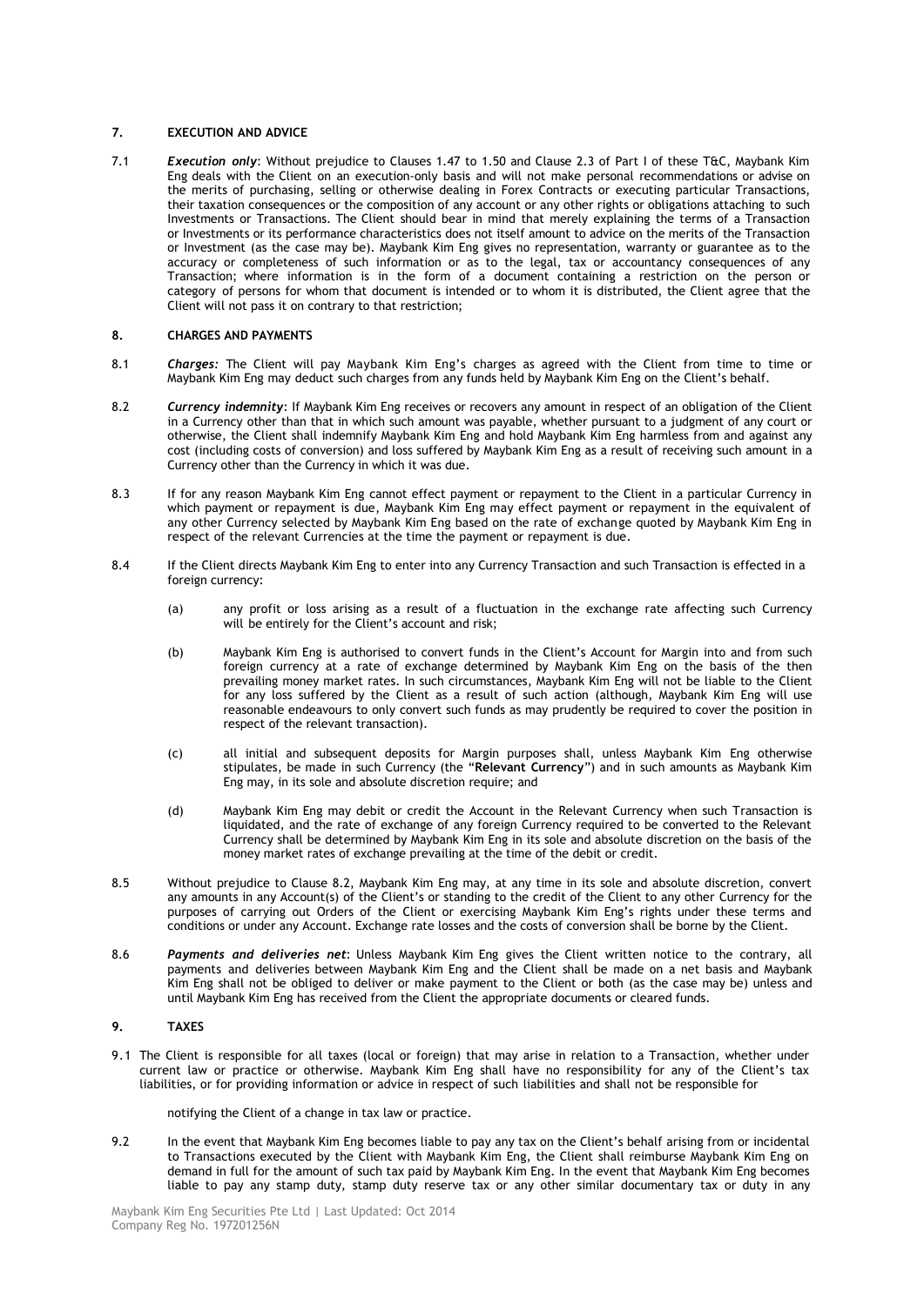## 7. EXECUTION AND ADVICE

7.1 ***Execution only***: Without prejudice to Clauses 1.47 to 1.50 and Clause 2.3 of Part I of these T&C, Maybank Kim Eng deals with the Client on an execution-only basis and will not make personal recommendations or advise on the merits of purchasing, selling or otherwise dealing in Forex Contracts or executing particular Transactions, their taxation consequences or the composition of any account or any other rights or obligations attaching to such Investments or Transactions. The Client should bear in mind that merely explaining the terms of a Transaction or Investments or its performance characteristics does not itself amount to advice on the merits of the Transaction or Investment (as the case may be). Maybank Kim Eng gives no representation, warranty or guarantee as to the accuracy or completeness of such information or as to the legal, tax or accountancy consequences of any Transaction; where information is in the form of a document containing a restriction on the person or category of persons for whom that document is intended or to whom it is distributed, the Client agree that the Client will not pass it on contrary to that restriction;

## 8. CHARGES AND PAYMENTS

8.1 ***Charges:*** The Client will pay Maybank Kim Eng's charges as agreed with the Client from time to time or Maybank Kim Eng may deduct such charges from any funds held by Maybank Kim Eng on the Client's behalf.

8.2 ***Currency indemnity***: If Maybank Kim Eng receives or recovers any amount in respect of an obligation of the Client in a Currency other than that in which such amount was payable, whether pursuant to a judgment of any court or otherwise, the Client shall indemnify Maybank Kim Eng and hold Maybank Kim Eng harmless from and against any cost (including costs of conversion) and loss suffered by Maybank Kim Eng as a result of receiving such amount in a Currency other than the Currency in which it was due.

8.3 If for any reason Maybank Kim Eng cannot effect payment or repayment to the Client in a particular Currency in which payment or repayment is due, Maybank Kim Eng may effect payment or repayment in the equivalent of any other Currency selected by Maybank Kim Eng based on the rate of exchange quoted by Maybank Kim Eng in respect of the relevant Currencies at the time the payment or repayment is due.

8.4 If the Client directs Maybank Kim Eng to enter into any Currency Transaction and such Transaction is effected in a foreign currency:

(a) any profit or loss arising as a result of a fluctuation in the exchange rate affecting such Currency will be entirely for the Client's account and risk;

(b) Maybank Kim Eng is authorised to convert funds in the Client's Account for Margin into and from such foreign currency at a rate of exchange determined by Maybank Kim Eng on the basis of the then prevailing money market rates. In such circumstances, Maybank Kim Eng will not be liable to the Client for any loss suffered by the Client as a result of such action (although, Maybank Kim Eng will use reasonable endeavours to only convert such funds as may prudently be required to cover the position in respect of the relevant transaction).

(c) all initial and subsequent deposits for Margin purposes shall, unless Maybank Kim Eng otherwise stipulates, be made in such Currency (the "**Relevant Currency**") and in such amounts as Maybank Kim Eng may, in its sole and absolute discretion require; and

(d) Maybank Kim Eng may debit or credit the Account in the Relevant Currency when such Transaction is liquidated, and the rate of exchange of any foreign Currency required to be converted to the Relevant Currency shall be determined by Maybank Kim Eng in its sole and absolute discretion on the basis of the money market rates of exchange prevailing at the time of the debit or credit.

8.5 Without prejudice to Clause 8.2, Maybank Kim Eng may, at any time in its sole and absolute discretion, convert any amounts in any Account(s) of the Client's or standing to the credit of the Client to any other Currency for the purposes of carrying out Orders of the Client or exercising Maybank Kim Eng's rights under these terms and conditions or under any Account. Exchange rate losses and the costs of conversion shall be borne by the Client.

8.6 ***Payments and deliveries net***: Unless Maybank Kim Eng gives the Client written notice to the contrary, all payments and deliveries between Maybank Kim Eng and the Client shall be made on a net basis and Maybank Kim Eng shall not be obliged to deliver or make payment to the Client or both (as the case may be) unless and until Maybank Kim Eng has received from the Client the appropriate documents or cleared funds.

## 9. TAXES

9.1 The Client is responsible for all taxes (local or foreign) that may arise in relation to a Transaction, whether under current law or practice or otherwise. Maybank Kim Eng shall have no responsibility for any of the Client's tax liabilities, or for providing information or advice in respect of such liabilities and shall not be responsible for notifying the Client of a change in tax law or practice.

9.2 In the event that Maybank Kim Eng becomes liable to pay any tax on the Client's behalf arising from or incidental to Transactions executed by the Client with Maybank Kim Eng, the Client shall reimburse Maybank Kim Eng on demand in full for the amount of such tax paid by Maybank Kim Eng. In the event that Maybank Kim Eng becomes liable to pay any stamp duty, stamp duty reserve tax or any other similar documentary tax or duty in any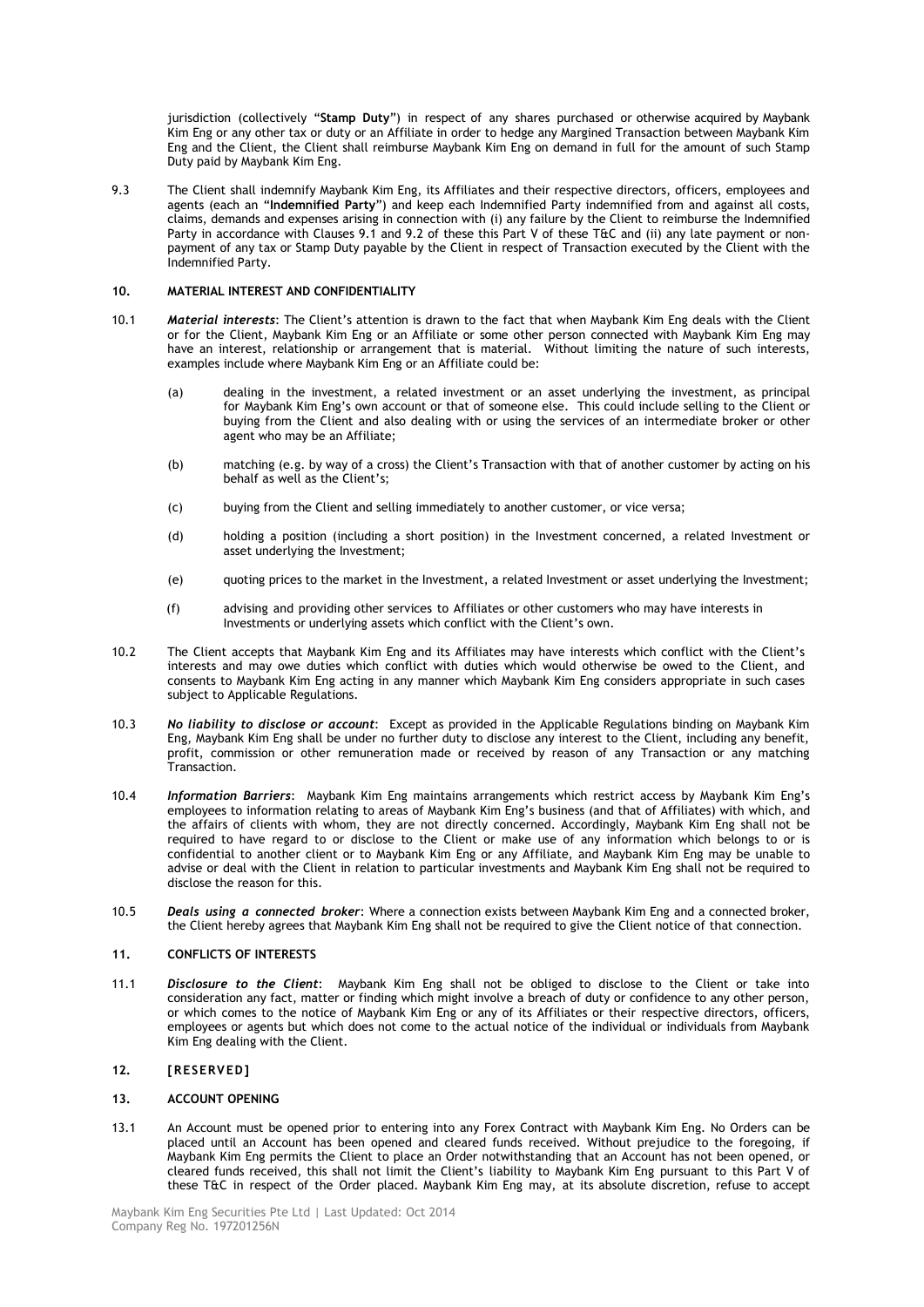jurisdiction (collectively "**Stamp Duty**") in respect of any shares purchased or otherwise acquired by Maybank Kim Eng or any other tax or duty or an Affiliate in order to hedge any Margined Transaction between Maybank Kim Eng and the Client, the Client shall reimburse Maybank Kim Eng on demand in full for the amount of such Stamp Duty paid by Maybank Kim Eng.

9.3 The Client shall indemnify Maybank Kim Eng, its Affiliates and their respective directors, officers, employees and agents (each an "**Indemnified Party**") and keep each Indemnified Party indemnified from and against all costs, claims, demands and expenses arising in connection with (i) any failure by the Client to reimburse the Indemnified Party in accordance with Clauses 9.1 and 9.2 of these this Part V of these T&C and (ii) any late payment or non-payment of any tax or Stamp Duty payable by the Client in respect of Transaction executed by the Client with the Indemnified Party.

**10. MATERIAL INTEREST AND CONFIDENTIALITY**

10.1 ***Material interests***: The Client's attention is drawn to the fact that when Maybank Kim Eng deals with the Client or for the Client, Maybank Kim Eng or an Affiliate or some other person connected with Maybank Kim Eng may have an interest, relationship or arrangement that is material. Without limiting the nature of such interests, examples include where Maybank Kim Eng or an Affiliate could be:

(a) dealing in the investment, a related investment or an asset underlying the investment, as principal for Maybank Kim Eng's own account or that of someone else. This could include selling to the Client or buying from the Client and also dealing with or using the services of an intermediate broker or other agent who may be an Affiliate;

(b) matching (e.g. by way of a cross) the Client's Transaction with that of another customer by acting on his behalf as well as the Client's;

(c) buying from the Client and selling immediately to another customer, or vice versa;

(d) holding a position (including a short position) in the Investment concerned, a related Investment or asset underlying the Investment;

(e) quoting prices to the market in the Investment, a related Investment or asset underlying the Investment;

(f) advising and providing other services to Affiliates or other customers who may have interests in Investments or underlying assets which conflict with the Client's own.

10.2 The Client accepts that Maybank Kim Eng and its Affiliates may have interests which conflict with the Client's interests and may owe duties which conflict with duties which would otherwise be owed to the Client, and consents to Maybank Kim Eng acting in any manner which Maybank Kim Eng considers appropriate in such cases subject to Applicable Regulations.

10.3 ***No liability to disclose or account***: Except as provided in the Applicable Regulations binding on Maybank Kim Eng, Maybank Kim Eng shall be under no further duty to disclose any interest to the Client, including any benefit, profit, commission or other remuneration made or received by reason of any Transaction or any matching Transaction.

10.4 ***Information Barriers***: Maybank Kim Eng maintains arrangements which restrict access by Maybank Kim Eng's employees to information relating to areas of Maybank Kim Eng's business (and that of Affiliates) with which, and the affairs of clients with whom, they are not directly concerned. Accordingly, Maybank Kim Eng shall not be required to have regard to or disclose to the Client or make use of any information which belongs to or is confidential to another client or to Maybank Kim Eng or any Affiliate, and Maybank Kim Eng may be unable to advise or deal with the Client in relation to particular investments and Maybank Kim Eng shall not be required to disclose the reason for this.

10.5 ***Deals using a connected broker***: Where a connection exists between Maybank Kim Eng and a connected broker, the Client hereby agrees that Maybank Kim Eng shall not be required to give the Client notice of that connection.

**11. CONFLICTS OF INTERESTS**

11.1 ***Disclosure to the Client***: Maybank Kim Eng shall not be obliged to disclose to the Client or take into consideration any fact, matter or finding which might involve a breach of duty or confidence to any other person, or which comes to the notice of Maybank Kim Eng or any of its Affiliates or their respective directors, officers, employees or agents but which does not come to the actual notice of the individual or individuals from Maybank Kim Eng dealing with the Client.

**12. [RESERVED]**

**13. ACCOUNT OPENING**

13.1 An Account must be opened prior to entering into any Forex Contract with Maybank Kim Eng. No Orders can be placed until an Account has been opened and cleared funds received. Without prejudice to the foregoing, if Maybank Kim Eng permits the Client to place an Order notwithstanding that an Account has not been opened, or cleared funds received, this shall not limit the Client's liability to Maybank Kim Eng pursuant to this Part V of these T&C in respect of the Order placed. Maybank Kim Eng may, at its absolute discretion, refuse to accept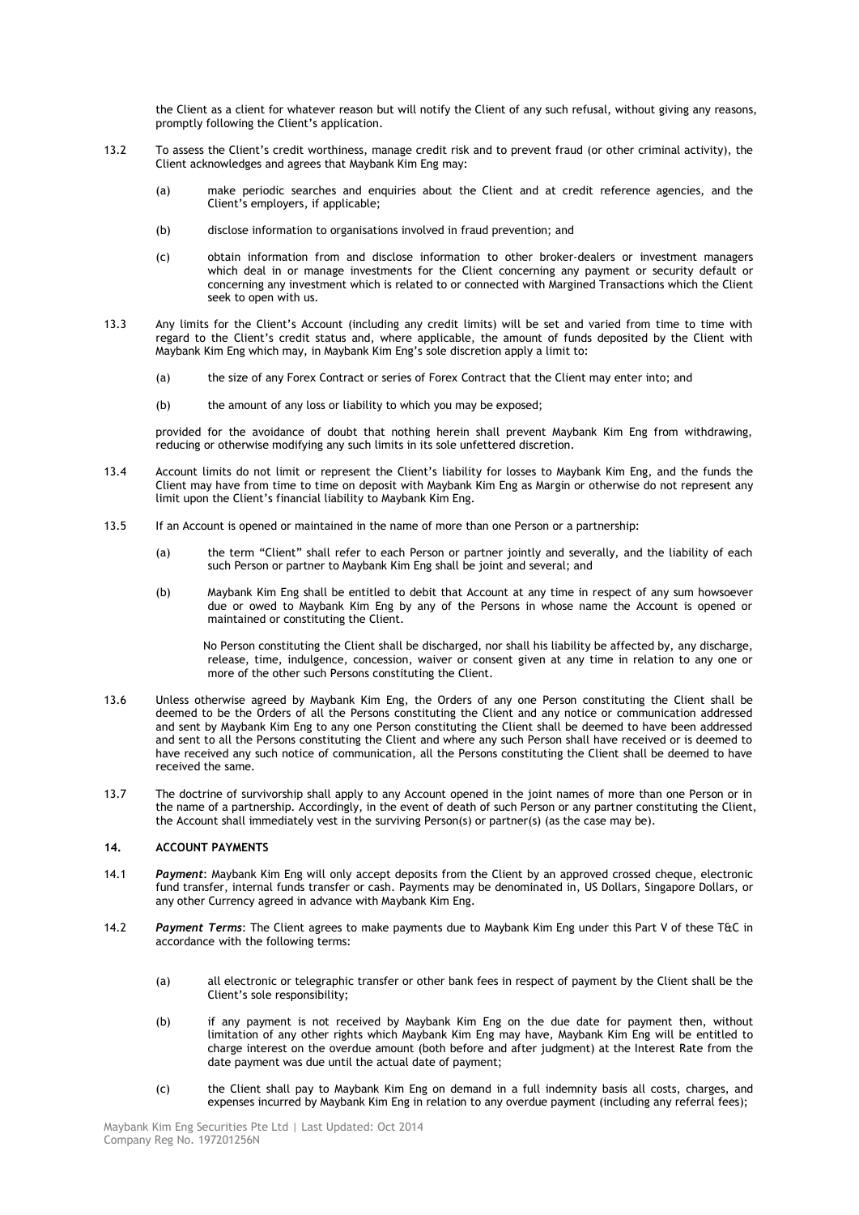the Client as a client for whatever reason but will notify the Client of any such refusal, without giving any reasons, promptly following the Client's application.

13.2 To assess the Client's credit worthiness, manage credit risk and to prevent fraud (or other criminal activity), the Client acknowledges and agrees that Maybank Kim Eng may:

(a) make periodic searches and enquiries about the Client and at credit reference agencies, and the Client's employers, if applicable;

(b) disclose information to organisations involved in fraud prevention; and

(c) obtain information from and disclose information to other broker-dealers or investment managers which deal in or manage investments for the Client concerning any payment or security default or concerning any investment which is related to or connected with Margined Transactions which the Client seek to open with us.

13.3 Any limits for the Client's Account (including any credit limits) will be set and varied from time to time with regard to the Client's credit status and, where applicable, the amount of funds deposited by the Client with Maybank Kim Eng which may, in Maybank Kim Eng's sole discretion apply a limit to:

(a) the size of any Forex Contract or series of Forex Contract that the Client may enter into; and

(b) the amount of any loss or liability to which you may be exposed;

provided for the avoidance of doubt that nothing herein shall prevent Maybank Kim Eng from withdrawing, reducing or otherwise modifying any such limits in its sole unfettered discretion.

13.4 Account limits do not limit or represent the Client's liability for losses to Maybank Kim Eng, and the funds the Client may have from time to time on deposit with Maybank Kim Eng as Margin or otherwise do not represent any limit upon the Client's financial liability to Maybank Kim Eng.

13.5 If an Account is opened or maintained in the name of more than one Person or a partnership:

(a) the term "Client" shall refer to each Person or partner jointly and severally, and the liability of each such Person or partner to Maybank Kim Eng shall be joint and several; and

(b) Maybank Kim Eng shall be entitled to debit that Account at any time in respect of any sum howsoever due or owed to Maybank Kim Eng by any of the Persons in whose name the Account is opened or maintained or constituting the Client.

No Person constituting the Client shall be discharged, nor shall his liability be affected by, any discharge, release, time, indulgence, concession, waiver or consent given at any time in relation to any one or more of the other such Persons constituting the Client.

13.6 Unless otherwise agreed by Maybank Kim Eng, the Orders of any one Person constituting the Client shall be deemed to be the Orders of all the Persons constituting the Client and any notice or communication addressed and sent by Maybank Kim Eng to any one Person constituting the Client shall be deemed to have been addressed and sent to all the Persons constituting the Client and where any such Person shall have received or is deemed to have received any such notice of communication, all the Persons constituting the Client shall be deemed to have received the same.

13.7 The doctrine of survivorship shall apply to any Account opened in the joint names of more than one Person or in the name of a partnership. Accordingly, in the event of death of such Person or any partner constituting the Client, the Account shall immediately vest in the surviving Person(s) or partner(s) (as the case may be).

## 14. ACCOUNT PAYMENTS

14.1 ***Payment***: Maybank Kim Eng will only accept deposits from the Client by an approved crossed cheque, electronic fund transfer, internal funds transfer or cash. Payments may be denominated in, US Dollars, Singapore Dollars, or any other Currency agreed in advance with Maybank Kim Eng.

14.2 ***Payment Terms***: The Client agrees to make payments due to Maybank Kim Eng under this Part V of these T&C in accordance with the following terms:

(a) all electronic or telegraphic transfer or other bank fees in respect of payment by the Client shall be the Client's sole responsibility;

(b) if any payment is not received by Maybank Kim Eng on the due date for payment then, without limitation of any other rights which Maybank Kim Eng may have, Maybank Kim Eng will be entitled to charge interest on the overdue amount (both before and after judgment) at the Interest Rate from the date payment was due until the actual date of payment;

(c) the Client shall pay to Maybank Kim Eng on demand in a full indemnity basis all costs, charges, and expenses incurred by Maybank Kim Eng in relation to any overdue payment (including any referral fees);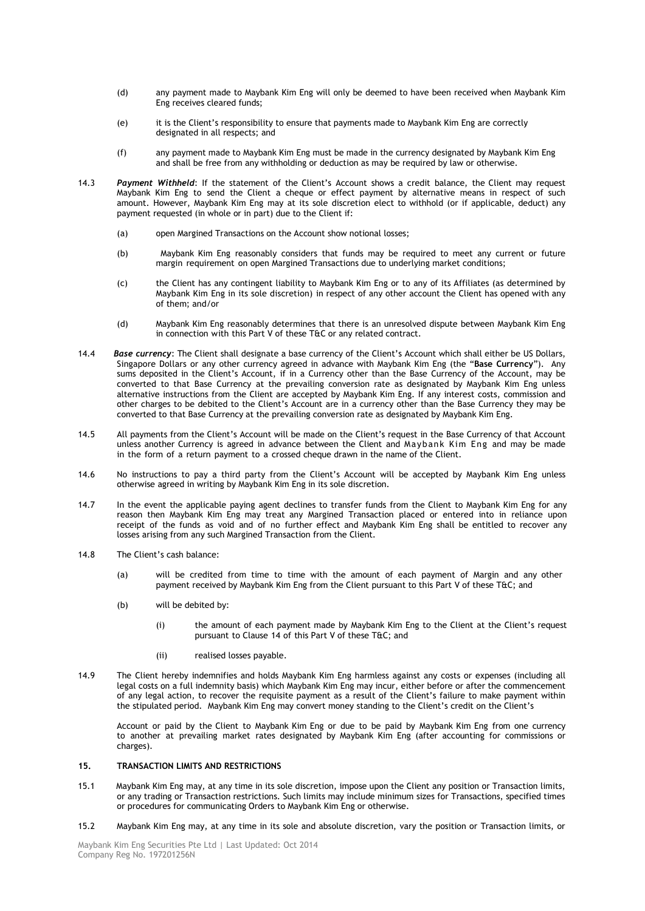(d) any payment made to Maybank Kim Eng will only be deemed to have been received when Maybank Kim Eng receives cleared funds;

(e) it is the Client's responsibility to ensure that payments made to Maybank Kim Eng are correctly designated in all respects; and

(f) any payment made to Maybank Kim Eng must be made in the currency designated by Maybank Kim Eng and shall be free from any withholding or deduction as may be required by law or otherwise.

14.3 ***Payment Withheld***: If the statement of the Client's Account shows a credit balance, the Client may request Maybank Kim Eng to send the Client a cheque or effect payment by alternative means in respect of such amount. However, Maybank Kim Eng may at its sole discretion elect to withhold (or if applicable, deduct) any payment requested (in whole or in part) due to the Client if:

(a) open Margined Transactions on the Account show notional losses;

(b) Maybank Kim Eng reasonably considers that funds may be required to meet any current or future margin requirement on open Margined Transactions due to underlying market conditions;

(c) the Client has any contingent liability to Maybank Kim Eng or to any of its Affiliates (as determined by Maybank Kim Eng in its sole discretion) in respect of any other account the Client has opened with any of them; and/or

(d) Maybank Kim Eng reasonably determines that there is an unresolved dispute between Maybank Kim Eng in connection with this Part V of these T&C or any related contract.

14.4 ***Base currency***: The Client shall designate a base currency of the Client's Account which shall either be US Dollars, Singapore Dollars or any other currency agreed in advance with Maybank Kim Eng (the "**Base Currency**"). Any sums deposited in the Client's Account, if in a Currency other than the Base Currency of the Account, may be converted to that Base Currency at the prevailing conversion rate as designated by Maybank Kim Eng unless alternative instructions from the Client are accepted by Maybank Kim Eng. If any interest costs, commission and other charges to be debited to the Client's Account are in a currency other than the Base Currency they may be converted to that Base Currency at the prevailing conversion rate as designated by Maybank Kim Eng.

14.5 All payments from the Client's Account will be made on the Client's request in the Base Currency of that Account unless another Currency is agreed in advance between the Client and Maybank Kim Eng and may be made in the form of a return payment to a crossed cheque drawn in the name of the Client.

14.6 No instructions to pay a third party from the Client's Account will be accepted by Maybank Kim Eng unless otherwise agreed in writing by Maybank Kim Eng in its sole discretion.

14.7 In the event the applicable paying agent declines to transfer funds from the Client to Maybank Kim Eng for any reason then Maybank Kim Eng may treat any Margined Transaction placed or entered into in reliance upon receipt of the funds as void and of no further effect and Maybank Kim Eng shall be entitled to recover any losses arising from any such Margined Transaction from the Client.

14.8 The Client's cash balance:

(a) will be credited from time to time with the amount of each payment of Margin and any other payment received by Maybank Kim Eng from the Client pursuant to this Part V of these T&C; and

(b) will be debited by:

(i) the amount of each payment made by Maybank Kim Eng to the Client at the Client's request pursuant to Clause 14 of this Part V of these T&C; and

(ii) realised losses payable.

14.9 The Client hereby indemnifies and holds Maybank Kim Eng harmless against any costs or expenses (including all legal costs on a full indemnity basis) which Maybank Kim Eng may incur, either before or after the commencement of any legal action, to recover the requisite payment as a result of the Client's failure to make payment within the stipulated period. Maybank Kim Eng may convert money standing to the Client's credit on the Client's

Account or paid by the Client to Maybank Kim Eng or due to be paid by Maybank Kim Eng from one currency to another at prevailing market rates designated by Maybank Kim Eng (after accounting for commissions or charges).

## 15. TRANSACTION LIMITS AND RESTRICTIONS

15.1 Maybank Kim Eng may, at any time in its sole discretion, impose upon the Client any position or Transaction limits, or any trading or Transaction restrictions. Such limits may include minimum sizes for Transactions, specified times or procedures for communicating Orders to Maybank Kim Eng or otherwise.

15.2 Maybank Kim Eng may, at any time in its sole and absolute discretion, vary the position or Transaction limits, or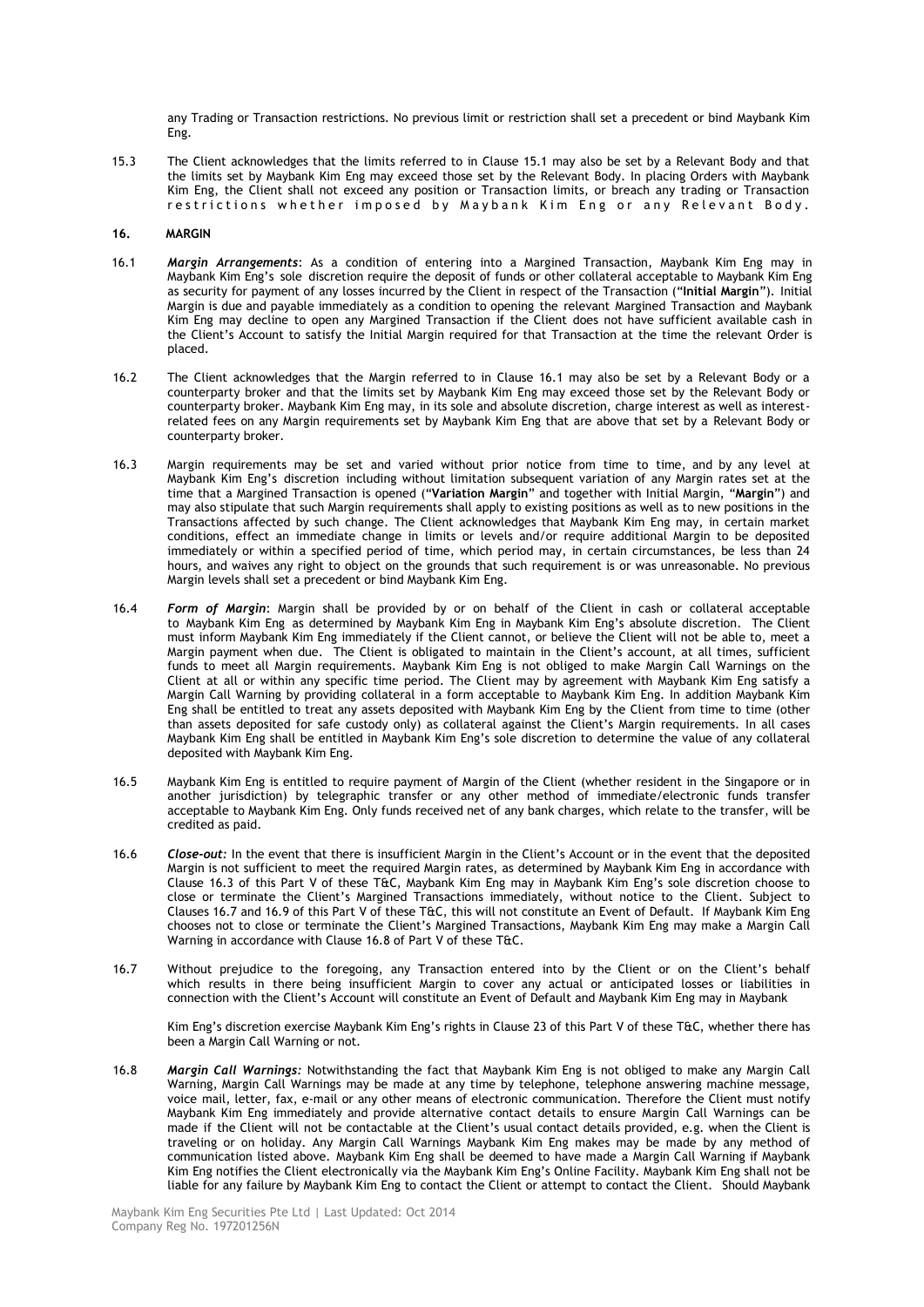any Trading or Transaction restrictions. No previous limit or restriction shall set a precedent or bind Maybank Kim Eng.

15.3 The Client acknowledges that the limits referred to in Clause 15.1 may also be set by a Relevant Body and that the limits set by Maybank Kim Eng may exceed those set by the Relevant Body. In placing Orders with Maybank Kim Eng, the Client shall not exceed any position or Transaction limits, or breach any trading or Transaction restrictions whether imposed by Maybank Kim Eng or any Relevant Body.

**16. MARGIN**

16.1 ***Margin Arrangements***: As a condition of entering into a Margined Transaction, Maybank Kim Eng may in Maybank Kim Eng's sole discretion require the deposit of funds or other collateral acceptable to Maybank Kim Eng as security for payment of any losses incurred by the Client in respect of the Transaction ("**Initial Margin**"). Initial Margin is due and payable immediately as a condition to opening the relevant Margined Transaction and Maybank Kim Eng may decline to open any Margined Transaction if the Client does not have sufficient available cash in the Client's Account to satisfy the Initial Margin required for that Transaction at the time the relevant Order is placed.

16.2 The Client acknowledges that the Margin referred to in Clause 16.1 may also be set by a Relevant Body or a counterparty broker and that the limits set by Maybank Kim Eng may exceed those set by the Relevant Body or counterparty broker. Maybank Kim Eng may, in its sole and absolute discretion, charge interest as well as interest-related fees on any Margin requirements set by Maybank Kim Eng that are above that set by a Relevant Body or counterparty broker.

16.3 Margin requirements may be set and varied without prior notice from time to time, and by any level at Maybank Kim Eng's discretion including without limitation subsequent variation of any Margin rates set at the time that a Margined Transaction is opened ("**Variation Margin**" and together with Initial Margin, "**Margin**") and may also stipulate that such Margin requirements shall apply to existing positions as well as to new positions in the Transactions affected by such change. The Client acknowledges that Maybank Kim Eng may, in certain market conditions, effect an immediate change in limits or levels and/or require additional Margin to be deposited immediately or within a specified period of time, which period may, in certain circumstances, be less than 24 hours, and waives any right to object on the grounds that such requirement is or was unreasonable. No previous Margin levels shall set a precedent or bind Maybank Kim Eng.

16.4 ***Form of Margin***: Margin shall be provided by or on behalf of the Client in cash or collateral acceptable to Maybank Kim Eng as determined by Maybank Kim Eng in Maybank Kim Eng's absolute discretion. The Client must inform Maybank Kim Eng immediately if the Client cannot, or believe the Client will not be able to, meet a Margin payment when due. The Client is obligated to maintain in the Client's account, at all times, sufficient funds to meet all Margin requirements. Maybank Kim Eng is not obliged to make Margin Call Warnings on the Client at all or within any specific time period. The Client may by agreement with Maybank Kim Eng satisfy a Margin Call Warning by providing collateral in a form acceptable to Maybank Kim Eng. In addition Maybank Kim Eng shall be entitled to treat any assets deposited with Maybank Kim Eng by the Client from time to time (other than assets deposited for safe custody only) as collateral against the Client's Margin requirements. In all cases Maybank Kim Eng shall be entitled in Maybank Kim Eng's sole discretion to determine the value of any collateral deposited with Maybank Kim Eng.

16.5 Maybank Kim Eng is entitled to require payment of Margin of the Client (whether resident in the Singapore or in another jurisdiction) by telegraphic transfer or any other method of immediate/electronic funds transfer acceptable to Maybank Kim Eng. Only funds received net of any bank charges, which relate to the transfer, will be credited as paid.

16.6 ***Close-out:*** In the event that there is insufficient Margin in the Client's Account or in the event that the deposited Margin is not sufficient to meet the required Margin rates, as determined by Maybank Kim Eng in accordance with Clause 16.3 of this Part V of these T&C, Maybank Kim Eng may in Maybank Kim Eng's sole discretion choose to close or terminate the Client's Margined Transactions immediately, without notice to the Client. Subject to Clauses 16.7 and 16.9 of this Part V of these T&C, this will not constitute an Event of Default. If Maybank Kim Eng chooses not to close or terminate the Client's Margined Transactions, Maybank Kim Eng may make a Margin Call Warning in accordance with Clause 16.8 of Part V of these T&C.

16.7 Without prejudice to the foregoing, any Transaction entered into by the Client or on the Client's behalf which results in there being insufficient Margin to cover any actual or anticipated losses or liabilities in connection with the Client's Account will constitute an Event of Default and Maybank Kim Eng may in Maybank Kim Eng's discretion exercise Maybank Kim Eng's rights in Clause 23 of this Part V of these T&C, whether there has been a Margin Call Warning or not.

16.8 ***Margin Call Warnings:*** Notwithstanding the fact that Maybank Kim Eng is not obliged to make any Margin Call Warning, Margin Call Warnings may be made at any time by telephone, telephone answering machine message, voice mail, letter, fax, e-mail or any other means of electronic communication. Therefore the Client must notify Maybank Kim Eng immediately and provide alternative contact details to ensure Margin Call Warnings can be made if the Client will not be contactable at the Client's usual contact details provided, e.g. when the Client is traveling or on holiday. Any Margin Call Warnings Maybank Kim Eng makes may be made by any method of communication listed above. Maybank Kim Eng shall be deemed to have made a Margin Call Warning if Maybank Kim Eng notifies the Client electronically via the Maybank Kim Eng's Online Facility. Maybank Kim Eng shall not be liable for any failure by Maybank Kim Eng to contact the Client or attempt to contact the Client. Should Maybank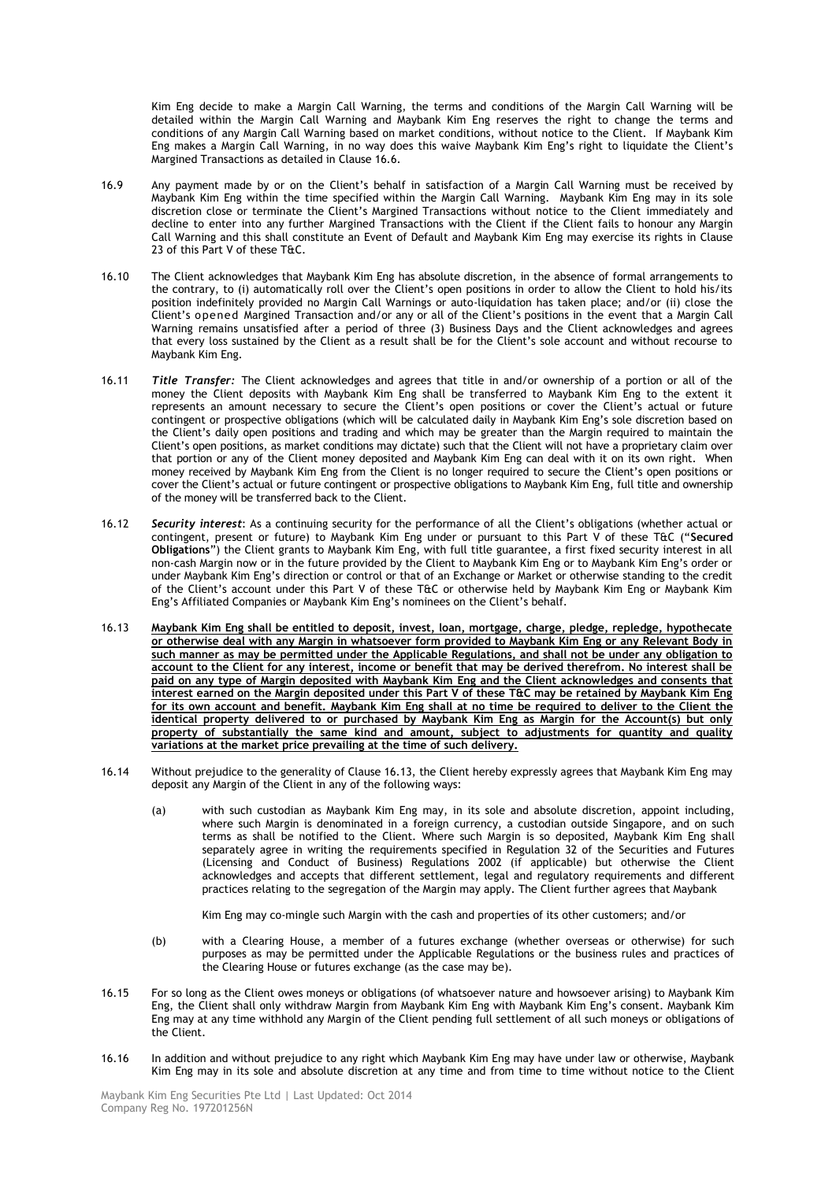Kim Eng decide to make a Margin Call Warning, the terms and conditions of the Margin Call Warning will be detailed within the Margin Call Warning and Maybank Kim Eng reserves the right to change the terms and conditions of any Margin Call Warning based on market conditions, without notice to the Client. If Maybank Kim Eng makes a Margin Call Warning, in no way does this waive Maybank Kim Eng's right to liquidate the Client's Margined Transactions as detailed in Clause 16.6.

16.9 Any payment made by or on the Client's behalf in satisfaction of a Margin Call Warning must be received by Maybank Kim Eng within the time specified within the Margin Call Warning. Maybank Kim Eng may in its sole discretion close or terminate the Client's Margined Transactions without notice to the Client immediately and decline to enter into any further Margined Transactions with the Client if the Client fails to honour any Margin Call Warning and this shall constitute an Event of Default and Maybank Kim Eng may exercise its rights in Clause 23 of this Part V of these T&C.

16.10 The Client acknowledges that Maybank Kim Eng has absolute discretion, in the absence of formal arrangements to the contrary, to (i) automatically roll over the Client's open positions in order to allow the Client to hold his/its position indefinitely provided no Margin Call Warnings or auto-liquidation has taken place; and/or (ii) close the Client's opened Margined Transaction and/or any or all of the Client's positions in the event that a Margin Call Warning remains unsatisfied after a period of three (3) Business Days and the Client acknowledges and agrees that every loss sustained by the Client as a result shall be for the Client's sole account and without recourse to Maybank Kim Eng.

16.11 ***Title Transfer:*** The Client acknowledges and agrees that title in and/or ownership of a portion or all of the money the Client deposits with Maybank Kim Eng shall be transferred to Maybank Kim Eng to the extent it represents an amount necessary to secure the Client's open positions or cover the Client's actual or future contingent or prospective obligations (which will be calculated daily in Maybank Kim Eng's sole discretion based on the Client's daily open positions and trading and which may be greater than the Margin required to maintain the Client's open positions, as market conditions may dictate) such that the Client will not have a proprietary claim over that portion or any of the Client money deposited and Maybank Kim Eng can deal with it on its own right. When money received by Maybank Kim Eng from the Client is no longer required to secure the Client's open positions or cover the Client's actual or future contingent or prospective obligations to Maybank Kim Eng, full title and ownership of the money will be transferred back to the Client.

16.12 ***Security interest***: As a continuing security for the performance of all the Client's obligations (whether actual or contingent, present or future) to Maybank Kim Eng under or pursuant to this Part V of these T&C ("**Secured Obligations**") the Client grants to Maybank Kim Eng, with full title guarantee, a first fixed security interest in all non-cash Margin now or in the future provided by the Client to Maybank Kim Eng or to Maybank Kim Eng's order or under Maybank Kim Eng's direction or control or that of an Exchange or Market or otherwise standing to the credit of the Client's account under this Part V of these T&C or otherwise held by Maybank Kim Eng or Maybank Kim Eng's Affiliated Companies or Maybank Kim Eng's nominees on the Client's behalf.

16.13 **Maybank Kim Eng shall be entitled to deposit, invest, loan, mortgage, charge, pledge, repledge, hypothecate or otherwise deal with any Margin in whatsoever form provided to Maybank Kim Eng or any Relevant Body in such manner as may be permitted under the Applicable Regulations, and shall not be under any obligation to account to the Client for any interest, income or benefit that may be derived therefrom. No interest shall be paid on any type of Margin deposited with Maybank Kim Eng and the Client acknowledges and consents that interest earned on the Margin deposited under this Part V of these T&C may be retained by Maybank Kim Eng for its own account and benefit. Maybank Kim Eng shall at no time be required to deliver to the Client the identical property delivered to or purchased by Maybank Kim Eng as Margin for the Account(s) but only property of substantially the same kind and amount, subject to adjustments for quantity and quality variations at the market price prevailing at the time of such delivery.**

16.14 Without prejudice to the generality of Clause 16.13, the Client hereby expressly agrees that Maybank Kim Eng may deposit any Margin of the Client in any of the following ways:

(a) with such custodian as Maybank Kim Eng may, in its sole and absolute discretion, appoint including, where such Margin is denominated in a foreign currency, a custodian outside Singapore, and on such terms as shall be notified to the Client. Where such Margin is so deposited, Maybank Kim Eng shall separately agree in writing the requirements specified in Regulation 32 of the Securities and Futures (Licensing and Conduct of Business) Regulations 2002 (if applicable) but otherwise the Client acknowledges and accepts that different settlement, legal and regulatory requirements and different practices relating to the segregation of the Margin may apply. The Client further agrees that Maybank Kim Eng may co-mingle such Margin with the cash and properties of its other customers; and/or

(b) with a Clearing House, a member of a futures exchange (whether overseas or otherwise) for such purposes as may be permitted under the Applicable Regulations or the business rules and practices of the Clearing House or futures exchange (as the case may be).

16.15 For so long as the Client owes moneys or obligations (of whatsoever nature and howsoever arising) to Maybank Kim Eng, the Client shall only withdraw Margin from Maybank Kim Eng with Maybank Kim Eng's consent. Maybank Kim Eng may at any time withhold any Margin of the Client pending full settlement of all such moneys or obligations of the Client.

16.16 In addition and without prejudice to any right which Maybank Kim Eng may have under law or otherwise, Maybank Kim Eng may in its sole and absolute discretion at any time and from time to time without notice to the Client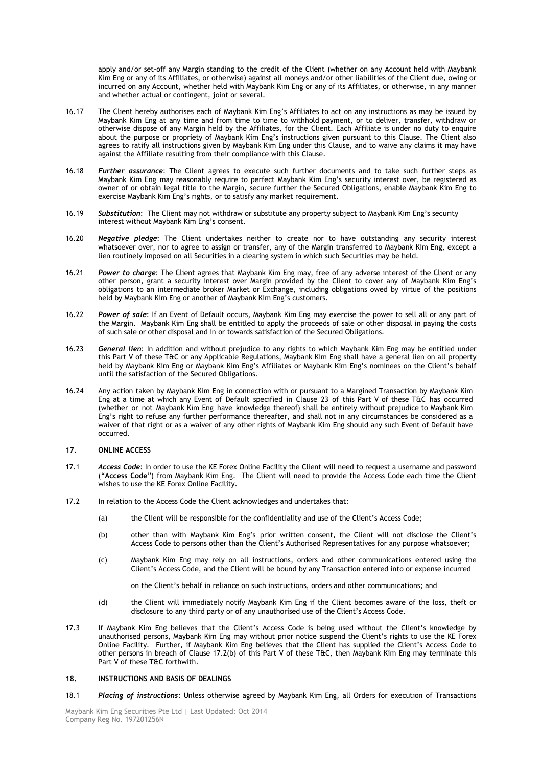apply and/or set-off any Margin standing to the credit of the Client (whether on any Account held with Maybank Kim Eng or any of its Affiliates, or otherwise) against all moneys and/or other liabilities of the Client due, owing or incurred on any Account, whether held with Maybank Kim Eng or any of its Affiliates, or otherwise, in any manner and whether actual or contingent, joint or several.

16.17 The Client hereby authorises each of Maybank Kim Eng's Affiliates to act on any instructions as may be issued by Maybank Kim Eng at any time and from time to time to withhold payment, or to deliver, transfer, withdraw or otherwise dispose of any Margin held by the Affiliates, for the Client. Each Affiliate is under no duty to enquire about the purpose or propriety of Maybank Kim Eng's instructions given pursuant to this Clause. The Client also agrees to ratify all instructions given by Maybank Kim Eng under this Clause, and to waive any claims it may have against the Affiliate resulting from their compliance with this Clause.

16.18 ***Further assurance***: The Client agrees to execute such further documents and to take such further steps as Maybank Kim Eng may reasonably require to perfect Maybank Kim Eng's security interest over, be registered as owner of or obtain legal title to the Margin, secure further the Secured Obligations, enable Maybank Kim Eng to exercise Maybank Kim Eng's rights, or to satisfy any market requirement.

16.19 ***Substitution***: The Client may not withdraw or substitute any property subject to Maybank Kim Eng's security interest without Maybank Kim Eng's consent.

16.20 ***Negative pledge***: The Client undertakes neither to create nor to have outstanding any security interest whatsoever over, nor to agree to assign or transfer, any of the Margin transferred to Maybank Kim Eng, except a lien routinely imposed on all Securities in a clearing system in which such Securities may be held.

16.21 ***Power to charge***: The Client agrees that Maybank Kim Eng may, free of any adverse interest of the Client or any other person, grant a security interest over Margin provided by the Client to cover any of Maybank Kim Eng's obligations to an intermediate broker Market or Exchange, including obligations owed by virtue of the positions held by Maybank Kim Eng or another of Maybank Kim Eng's customers.

16.22 ***Power of sale***: If an Event of Default occurs, Maybank Kim Eng may exercise the power to sell all or any part of the Margin. Maybank Kim Eng shall be entitled to apply the proceeds of sale or other disposal in paying the costs of such sale or other disposal and in or towards satisfaction of the Secured Obligations.

16.23 ***General lien***: In addition and without prejudice to any rights to which Maybank Kim Eng may be entitled under this Part V of these T&C or any Applicable Regulations, Maybank Kim Eng shall have a general lien on all property held by Maybank Kim Eng or Maybank Kim Eng's Affiliates or Maybank Kim Eng's nominees on the Client's behalf until the satisfaction of the Secured Obligations.

16.24 Any action taken by Maybank Kim Eng in connection with or pursuant to a Margined Transaction by Maybank Kim Eng at a time at which any Event of Default specified in Clause 23 of this Part V of these T&C has occurred (whether or not Maybank Kim Eng have knowledge thereof) shall be entirely without prejudice to Maybank Kim Eng's right to refuse any further performance thereafter, and shall not in any circumstances be considered as a waiver of that right or as a waiver of any other rights of Maybank Kim Eng should any such Event of Default have occurred.

## 17. ONLINE ACCESS

17.1 ***Access Code***: In order to use the KE Forex Online Facility the Client will need to request a username and password ("**Access Code**") from Maybank Kim Eng. The Client will need to provide the Access Code each time the Client wishes to use the KE Forex Online Facility.

17.2 In relation to the Access Code the Client acknowledges and undertakes that:

(a) the Client will be responsible for the confidentiality and use of the Client's Access Code;

(b) other than with Maybank Kim Eng's prior written consent, the Client will not disclose the Client's Access Code to persons other than the Client's Authorised Representatives for any purpose whatsoever;

(c) Maybank Kim Eng may rely on all instructions, orders and other communications entered using the Client's Access Code, and the Client will be bound by any Transaction entered into or expense incurred on the Client's behalf in reliance on such instructions, orders and other communications; and

(d) the Client will immediately notify Maybank Kim Eng if the Client becomes aware of the loss, theft or disclosure to any third party or of any unauthorised use of the Client's Access Code.

17.3 If Maybank Kim Eng believes that the Client's Access Code is being used without the Client's knowledge by unauthorised persons, Maybank Kim Eng may without prior notice suspend the Client's rights to use the KE Forex Online Facility. Further, if Maybank Kim Eng believes that the Client has supplied the Client's Access Code to other persons in breach of Clause 17.2(b) of this Part V of these T&C, then Maybank Kim Eng may terminate this Part V of these T&C forthwith.

## 18. INSTRUCTIONS AND BASIS OF DEALINGS

18.1 ***Placing of instructions***: Unless otherwise agreed by Maybank Kim Eng, all Orders for execution of Transactions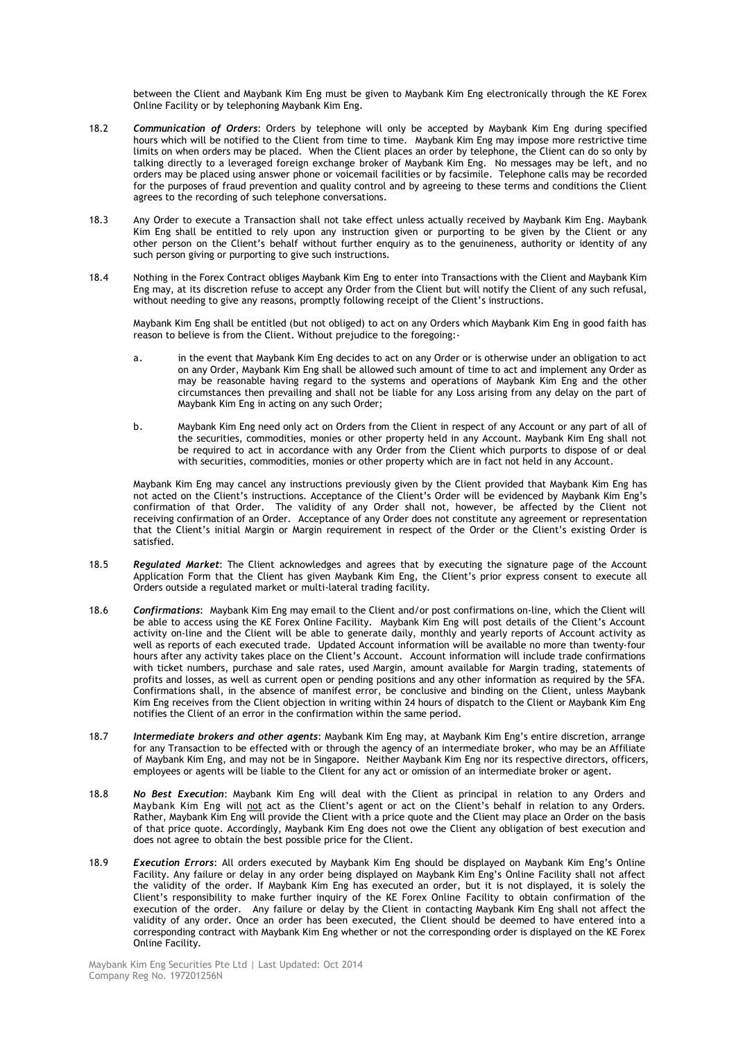between the Client and Maybank Kim Eng must be given to Maybank Kim Eng electronically through the KE Forex Online Facility or by telephoning Maybank Kim Eng.

18.2 ***Communication of Orders***: Orders by telephone will only be accepted by Maybank Kim Eng during specified hours which will be notified to the Client from time to time. Maybank Kim Eng may impose more restrictive time limits on when orders may be placed. When the Client places an order by telephone, the Client can do so only by talking directly to a leveraged foreign exchange broker of Maybank Kim Eng. No messages may be left, and no orders may be placed using answer phone or voicemail facilities or by facsimile. Telephone calls may be recorded for the purposes of fraud prevention and quality control and by agreeing to these terms and conditions the Client agrees to the recording of such telephone conversations.

18.3 Any Order to execute a Transaction shall not take effect unless actually received by Maybank Kim Eng. Maybank Kim Eng shall be entitled to rely upon any instruction given or purporting to be given by the Client or any other person on the Client's behalf without further enquiry as to the genuineness, authority or identity of any such person giving or purporting to give such instructions.

18.4 Nothing in the Forex Contract obliges Maybank Kim Eng to enter into Transactions with the Client and Maybank Kim Eng may, at its discretion refuse to accept any Order from the Client but will notify the Client of any such refusal, without needing to give any reasons, promptly following receipt of the Client's instructions.

Maybank Kim Eng shall be entitled (but not obliged) to act on any Orders which Maybank Kim Eng in good faith has reason to believe is from the Client. Without prejudice to the foregoing:-

a. in the event that Maybank Kim Eng decides to act on any Order or is otherwise under an obligation to act on any Order, Maybank Kim Eng shall be allowed such amount of time to act and implement any Order as may be reasonable having regard to the systems and operations of Maybank Kim Eng and the other circumstances then prevailing and shall not be liable for any Loss arising from any delay on the part of Maybank Kim Eng in acting on any such Order;

b. Maybank Kim Eng need only act on Orders from the Client in respect of any Account or any part of all of the securities, commodities, monies or other property held in any Account. Maybank Kim Eng shall not be required to act in accordance with any Order from the Client which purports to dispose of or deal with securities, commodities, monies or other property which are in fact not held in any Account.

Maybank Kim Eng may cancel any instructions previously given by the Client provided that Maybank Kim Eng has not acted on the Client's instructions. Acceptance of the Client's Order will be evidenced by Maybank Kim Eng's confirmation of that Order. The validity of any Order shall not, however, be affected by the Client not receiving confirmation of an Order. Acceptance of any Order does not constitute any agreement or representation that the Client's initial Margin or Margin requirement in respect of the Order or the Client's existing Order is satisfied.

18.5 ***Regulated Market***: The Client acknowledges and agrees that by executing the signature page of the Account Application Form that the Client has given Maybank Kim Eng, the Client's prior express consent to execute all Orders outside a regulated market or multi-lateral trading facility.

18.6 ***Confirmations***: Maybank Kim Eng may email to the Client and/or post confirmations on-line, which the Client will be able to access using the KE Forex Online Facility. Maybank Kim Eng will post details of the Client's Account activity on-line and the Client will be able to generate daily, monthly and yearly reports of Account activity as well as reports of each executed trade. Updated Account information will be available no more than twenty-four hours after any activity takes place on the Client's Account. Account information will include trade confirmations with ticket numbers, purchase and sale rates, used Margin, amount available for Margin trading, statements of profits and losses, as well as current open or pending positions and any other information as required by the SFA. Confirmations shall, in the absence of manifest error, be conclusive and binding on the Client, unless Maybank Kim Eng receives from the Client objection in writing within 24 hours of dispatch to the Client or Maybank Kim Eng notifies the Client of an error in the confirmation within the same period.

18.7 ***Intermediate brokers and other agents***: Maybank Kim Eng may, at Maybank Kim Eng's entire discretion, arrange for any Transaction to be effected with or through the agency of an intermediate broker, who may be an Affiliate of Maybank Kim Eng, and may not be in Singapore. Neither Maybank Kim Eng nor its respective directors, officers, employees or agents will be liable to the Client for any act or omission of an intermediate broker or agent.

18.8 ***No Best Execution***: Maybank Kim Eng will deal with the Client as principal in relation to any Orders and Maybank Kim Eng will not act as the Client's agent or act on the Client's behalf in relation to any Orders. Rather, Maybank Kim Eng will provide the Client with a price quote and the Client may place an Order on the basis of that price quote. Accordingly, Maybank Kim Eng does not owe the Client any obligation of best execution and does not agree to obtain the best possible price for the Client.

18.9 ***Execution Errors***: All orders executed by Maybank Kim Eng should be displayed on Maybank Kim Eng's Online Facility. Any failure or delay in any order being displayed on Maybank Kim Eng's Online Facility shall not affect the validity of the order. If Maybank Kim Eng has executed an order, but it is not displayed, it is solely the Client's responsibility to make further inquiry of the KE Forex Online Facility to obtain confirmation of the execution of the order. Any failure or delay by the Client in contacting Maybank Kim Eng shall not affect the validity of any order. Once an order has been executed, the Client should be deemed to have entered into a corresponding contract with Maybank Kim Eng whether or not the corresponding order is displayed on the KE Forex Online Facility.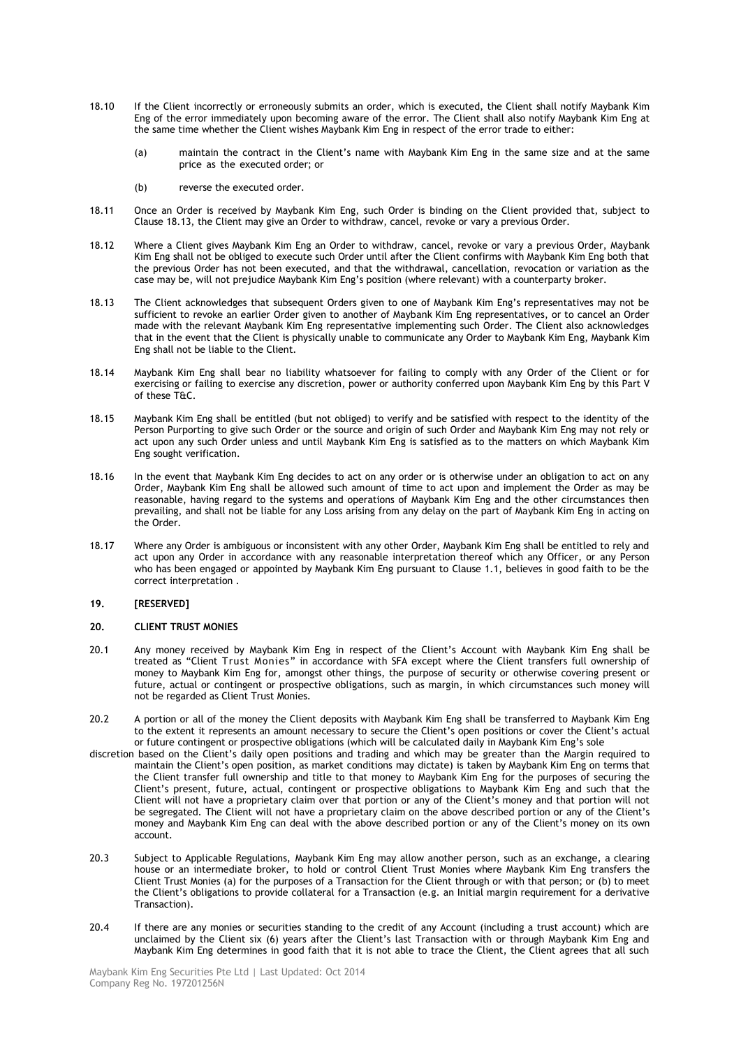18.10 If the Client incorrectly or erroneously submits an order, which is executed, the Client shall notify Maybank Kim Eng of the error immediately upon becoming aware of the error. The Client shall also notify Maybank Kim Eng at the same time whether the Client wishes Maybank Kim Eng in respect of the error trade to either:

(a) maintain the contract in the Client's name with Maybank Kim Eng in the same size and at the same price as the executed order; or

(b) reverse the executed order.

18.11 Once an Order is received by Maybank Kim Eng, such Order is binding on the Client provided that, subject to Clause 18.13, the Client may give an Order to withdraw, cancel, revoke or vary a previous Order.

18.12 Where a Client gives Maybank Kim Eng an Order to withdraw, cancel, revoke or vary a previous Order, Maybank Kim Eng shall not be obliged to execute such Order until after the Client confirms with Maybank Kim Eng both that the previous Order has not been executed, and that the withdrawal, cancellation, revocation or variation as the case may be, will not prejudice Maybank Kim Eng's position (where relevant) with a counterparty broker.

18.13 The Client acknowledges that subsequent Orders given to one of Maybank Kim Eng's representatives may not be sufficient to revoke an earlier Order given to another of Maybank Kim Eng representatives, or to cancel an Order made with the relevant Maybank Kim Eng representative implementing such Order. The Client also acknowledges that in the event that the Client is physically unable to communicate any Order to Maybank Kim Eng, Maybank Kim Eng shall not be liable to the Client.

18.14 Maybank Kim Eng shall bear no liability whatsoever for failing to comply with any Order of the Client or for exercising or failing to exercise any discretion, power or authority conferred upon Maybank Kim Eng by this Part V of these T&C.

18.15 Maybank Kim Eng shall be entitled (but not obliged) to verify and be satisfied with respect to the identity of the Person Purporting to give such Order or the source and origin of such Order and Maybank Kim Eng may not rely or act upon any such Order unless and until Maybank Kim Eng is satisfied as to the matters on which Maybank Kim Eng sought verification.

18.16 In the event that Maybank Kim Eng decides to act on any order or is otherwise under an obligation to act on any Order, Maybank Kim Eng shall be allowed such amount of time to act upon and implement the Order as may be reasonable, having regard to the systems and operations of Maybank Kim Eng and the other circumstances then prevailing, and shall not be liable for any Loss arising from any delay on the part of Maybank Kim Eng in acting on the Order.

18.17 Where any Order is ambiguous or inconsistent with any other Order, Maybank Kim Eng shall be entitled to rely and act upon any Order in accordance with any reasonable interpretation thereof which any Officer, or any Person who has been engaged or appointed by Maybank Kim Eng pursuant to Clause 1.1, believes in good faith to be the correct interpretation .

## 19. [RESERVED]

## 20. CLIENT TRUST MONIES

20.1 Any money received by Maybank Kim Eng in respect of the Client's Account with Maybank Kim Eng shall be treated as "Client Trust Monies" in accordance with SFA except where the Client transfers full ownership of money to Maybank Kim Eng for, amongst other things, the purpose of security or otherwise covering present or future, actual or contingent or prospective obligations, such as margin, in which circumstances such money will not be regarded as Client Trust Monies.

20.2 A portion or all of the money the Client deposits with Maybank Kim Eng shall be transferred to Maybank Kim Eng to the extent it represents an amount necessary to secure the Client's open positions or cover the Client's actual or future contingent or prospective obligations (which will be calculated daily in Maybank Kim Eng's sole discretion based on the Client's daily open positions and trading and which may be greater than the Margin required to maintain the Client's open position, as market conditions may dictate) is taken by Maybank Kim Eng on terms that the Client transfer full ownership and title to that money to Maybank Kim Eng for the purposes of securing the Client's present, future, actual, contingent or prospective obligations to Maybank Kim Eng and such that the Client will not have a proprietary claim over that portion or any of the Client's money and that portion will not be segregated. The Client will not have a proprietary claim on the above described portion or any of the Client's money and Maybank Kim Eng can deal with the above described portion or any of the Client's money on its own account.

20.3 Subject to Applicable Regulations, Maybank Kim Eng may allow another person, such as an exchange, a clearing house or an intermediate broker, to hold or control Client Trust Monies where Maybank Kim Eng transfers the Client Trust Monies (a) for the purposes of a Transaction for the Client through or with that person; or (b) to meet the Client's obligations to provide collateral for a Transaction (e.g. an Initial margin requirement for a derivative Transaction).

20.4 If there are any monies or securities standing to the credit of any Account (including a trust account) which are unclaimed by the Client six (6) years after the Client's last Transaction with or through Maybank Kim Eng and Maybank Kim Eng determines in good faith that it is not able to trace the Client, the Client agrees that all such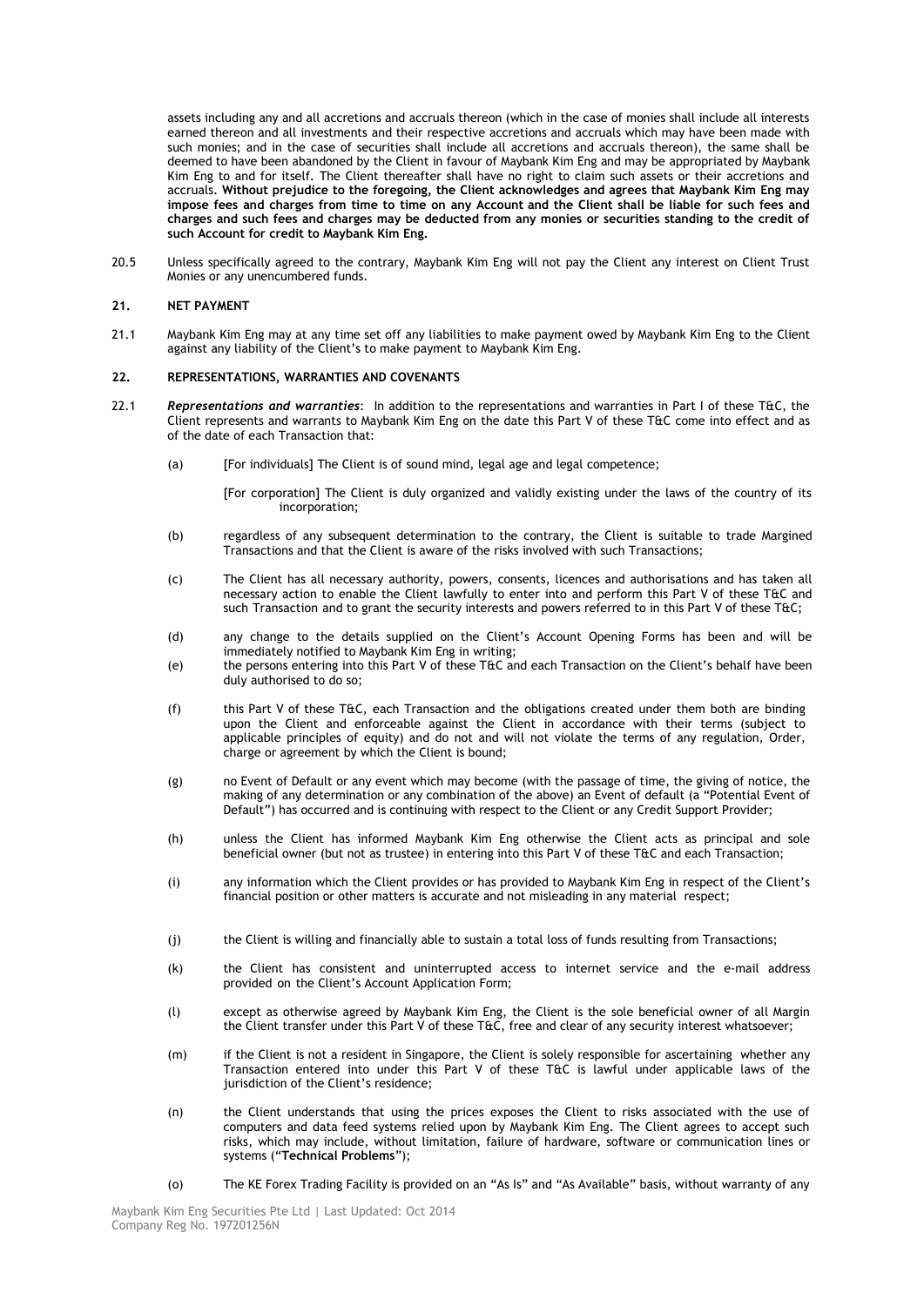assets including any and all accretions and accruals thereon (which in the case of monies shall include all interests earned thereon and all investments and their respective accretions and accruals which may have been made with such monies; and in the case of securities shall include all accretions and accruals thereon), the same shall be deemed to have been abandoned by the Client in favour of Maybank Kim Eng and may be appropriated by Maybank Kim Eng to and for itself. The Client thereafter shall have no right to claim such assets or their accretions and accruals. **Without prejudice to the foregoing, the Client acknowledges and agrees that Maybank Kim Eng may impose fees and charges from time to time on any Account and the Client shall be liable for such fees and charges and such fees and charges may be deducted from any monies or securities standing to the credit of such Account for credit to Maybank Kim Eng.**

20.5 Unless specifically agreed to the contrary, Maybank Kim Eng will not pay the Client any interest on Client Trust Monies or any unencumbered funds.

## 21. NET PAYMENT

21.1 Maybank Kim Eng may at any time set off any liabilities to make payment owed by Maybank Kim Eng to the Client against any liability of the Client's to make payment to Maybank Kim Eng.

## 22. REPRESENTATIONS, WARRANTIES AND COVENANTS

22.1 ***Representations and warranties***: In addition to the representations and warranties in Part I of these T&C, the Client represents and warrants to Maybank Kim Eng on the date this Part V of these T&C come into effect and as of the date of each Transaction that:

(a) [For individuals] The Client is of sound mind, legal age and legal competence;

[For corporation] The Client is duly organized and validly existing under the laws of the country of its incorporation;

(b) regardless of any subsequent determination to the contrary, the Client is suitable to trade Margined Transactions and that the Client is aware of the risks involved with such Transactions;

(c) The Client has all necessary authority, powers, consents, licences and authorisations and has taken all necessary action to enable the Client lawfully to enter into and perform this Part V of these T&C and such Transaction and to grant the security interests and powers referred to in this Part V of these T&C;

(d) any change to the details supplied on the Client's Account Opening Forms has been and will be immediately notified to Maybank Kim Eng in writing;

(e) the persons entering into this Part V of these T&C and each Transaction on the Client's behalf have been duly authorised to do so;

(f) this Part V of these T&C, each Transaction and the obligations created under them both are binding upon the Client and enforceable against the Client in accordance with their terms (subject to applicable principles of equity) and do not and will not violate the terms of any regulation, Order, charge or agreement by which the Client is bound;

(g) no Event of Default or any event which may become (with the passage of time, the giving of notice, the making of any determination or any combination of the above) an Event of default (a "Potential Event of Default") has occurred and is continuing with respect to the Client or any Credit Support Provider;

(h) unless the Client has informed Maybank Kim Eng otherwise the Client acts as principal and sole beneficial owner (but not as trustee) in entering into this Part V of these T&C and each Transaction;

(i) any information which the Client provides or has provided to Maybank Kim Eng in respect of the Client's financial position or other matters is accurate and not misleading in any material respect;

(j) the Client is willing and financially able to sustain a total loss of funds resulting from Transactions;

(k) the Client has consistent and uninterrupted access to internet service and the e-mail address provided on the Client's Account Application Form;

(l) except as otherwise agreed by Maybank Kim Eng, the Client is the sole beneficial owner of all Margin the Client transfer under this Part V of these T&C, free and clear of any security interest whatsoever;

(m) if the Client is not a resident in Singapore, the Client is solely responsible for ascertaining whether any Transaction entered into under this Part V of these T&C is lawful under applicable laws of the jurisdiction of the Client's residence;

(n) the Client understands that using the prices exposes the Client to risks associated with the use of computers and data feed systems relied upon by Maybank Kim Eng. The Client agrees to accept such risks, which may include, without limitation, failure of hardware, software or communication lines or systems ("**Technical Problems**");

(o) The KE Forex Trading Facility is provided on an "As Is" and "As Available" basis, without warranty of any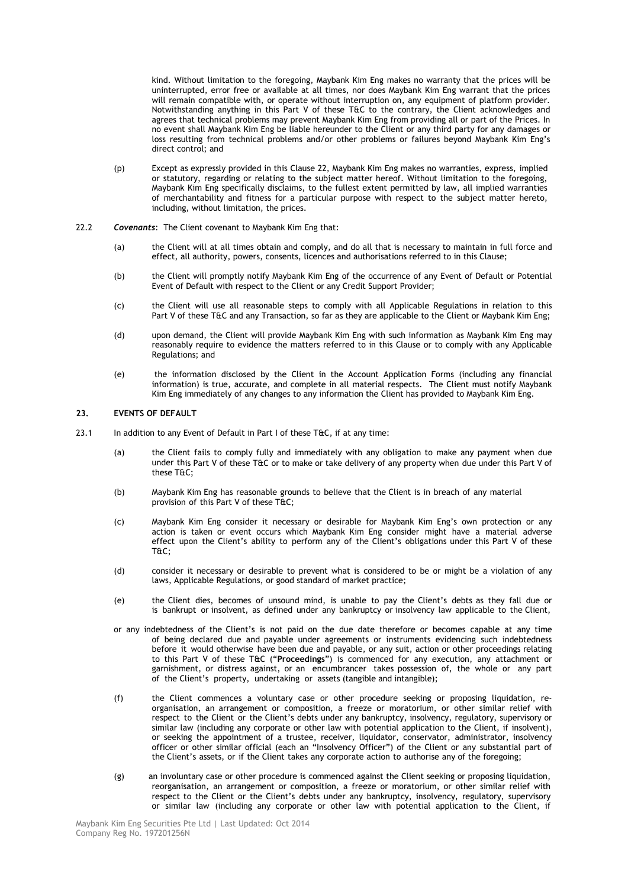kind. Without limitation to the foregoing, Maybank Kim Eng makes no warranty that the prices will be uninterrupted, error free or available at all times, nor does Maybank Kim Eng warrant that the prices will remain compatible with, or operate without interruption on, any equipment of platform provider. Notwithstanding anything in this Part V of these T&C to the contrary, the Client acknowledges and agrees that technical problems may prevent Maybank Kim Eng from providing all or part of the Prices. In no event shall Maybank Kim Eng be liable hereunder to the Client or any third party for any damages or loss resulting from technical problems and/or other problems or failures beyond Maybank Kim Eng's direct control; and

(p) Except as expressly provided in this Clause 22, Maybank Kim Eng makes no warranties, express, implied or statutory, regarding or relating to the subject matter hereof. Without limitation to the foregoing, Maybank Kim Eng specifically disclaims, to the fullest extent permitted by law, all implied warranties of merchantability and fitness for a particular purpose with respect to the subject matter hereto, including, without limitation, the prices.

22.2 ***Covenants***: The Client covenant to Maybank Kim Eng that:

(a) the Client will at all times obtain and comply, and do all that is necessary to maintain in full force and effect, all authority, powers, consents, licences and authorisations referred to in this Clause;

(b) the Client will promptly notify Maybank Kim Eng of the occurrence of any Event of Default or Potential Event of Default with respect to the Client or any Credit Support Provider;

(c) the Client will use all reasonable steps to comply with all Applicable Regulations in relation to this Part V of these T&C and any Transaction, so far as they are applicable to the Client or Maybank Kim Eng;

(d) upon demand, the Client will provide Maybank Kim Eng with such information as Maybank Kim Eng may reasonably require to evidence the matters referred to in this Clause or to comply with any Applicable Regulations; and

(e) the information disclosed by the Client in the Account Application Forms (including any financial information) is true, accurate, and complete in all material respects. The Client must notify Maybank Kim Eng immediately of any changes to any information the Client has provided to Maybank Kim Eng.

## 23. EVENTS OF DEFAULT

23.1 In addition to any Event of Default in Part I of these T&C, if at any time:

(a) the Client fails to comply fully and immediately with any obligation to make any payment when due under this Part V of these T&C or to make or take delivery of any property when due under this Part V of these T&C;

(b) Maybank Kim Eng has reasonable grounds to believe that the Client is in breach of any material provision of this Part V of these T&C;

(c) Maybank Kim Eng consider it necessary or desirable for Maybank Kim Eng's own protection or any action is taken or event occurs which Maybank Kim Eng consider might have a material adverse effect upon the Client's ability to perform any of the Client's obligations under this Part V of these T&C;

(d) consider it necessary or desirable to prevent what is considered to be or might be a violation of any laws, Applicable Regulations, or good standard of market practice;

(e) the Client dies, becomes of unsound mind, is unable to pay the Client's debts as they fall due or is bankrupt or insolvent, as defined under any bankruptcy or insolvency law applicable to the Client,

or any indebtedness of the Client's is not paid on the due date therefore or becomes capable at any time of being declared due and payable under agreements or instruments evidencing such indebtedness before it would otherwise have been due and payable, or any suit, action or other proceedings relating to this Part V of these T&C ("**Proceedings**") is commenced for any execution, any attachment or garnishment, or distress against, or an encumbrancer takes possession of, the whole or any part of the Client's property, undertaking or assets (tangible and intangible);

(f) the Client commences a voluntary case or other procedure seeking or proposing liquidation, re-organisation, an arrangement or composition, a freeze or moratorium, or other similar relief with respect to the Client or the Client's debts under any bankruptcy, insolvency, regulatory, supervisory or similar law (including any corporate or other law with potential application to the Client, if insolvent), or seeking the appointment of a trustee, receiver, liquidator, conservator, administrator, insolvency officer or other similar official (each an "Insolvency Officer") of the Client or any substantial part of the Client's assets, or if the Client takes any corporate action to authorise any of the foregoing;

(g) an involuntary case or other procedure is commenced against the Client seeking or proposing liquidation, reorganisation, an arrangement or composition, a freeze or moratorium, or other similar relief with respect to the Client or the Client's debts under any bankruptcy, insolvency, regulatory, supervisory or similar law (including any corporate or other law with potential application to the Client, if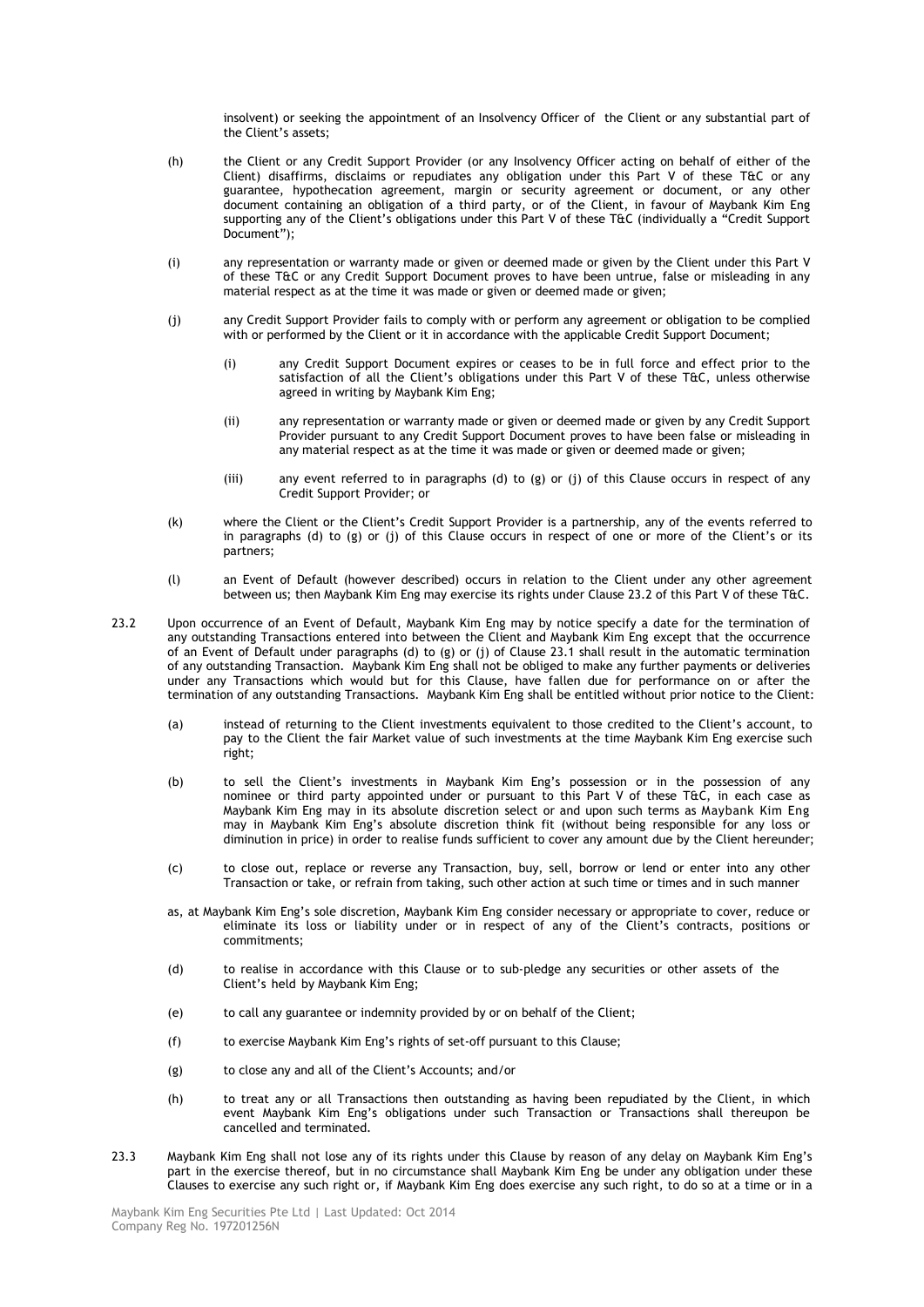insolvent) or seeking the appointment of an Insolvency Officer of the Client or any substantial part of the Client's assets;

(h) the Client or any Credit Support Provider (or any Insolvency Officer acting on behalf of either of the Client) disaffirms, disclaims or repudiates any obligation under this Part V of these T&C or any guarantee, hypothecation agreement, margin or security agreement or document, or any other document containing an obligation of a third party, or of the Client, in favour of Maybank Kim Eng supporting any of the Client's obligations under this Part V of these T&C (individually a "Credit Support Document");

(i) any representation or warranty made or given or deemed made or given by the Client under this Part V of these T&C or any Credit Support Document proves to have been untrue, false or misleading in any material respect as at the time it was made or given or deemed made or given;

(j) any Credit Support Provider fails to comply with or perform any agreement or obligation to be complied with or performed by the Client or it in accordance with the applicable Credit Support Document;

   (i) any Credit Support Document expires or ceases to be in full force and effect prior to the satisfaction of all the Client's obligations under this Part V of these T&C, unless otherwise agreed in writing by Maybank Kim Eng;

   (ii) any representation or warranty made or given or deemed made or given by any Credit Support Provider pursuant to any Credit Support Document proves to have been false or misleading in any material respect as at the time it was made or given or deemed made or given;

   (iii) any event referred to in paragraphs (d) to (g) or (j) of this Clause occurs in respect of any Credit Support Provider; or

(k) where the Client or the Client's Credit Support Provider is a partnership, any of the events referred to in paragraphs (d) to (g) or (j) of this Clause occurs in respect of one or more of the Client's or its partners;

(l) an Event of Default (however described) occurs in relation to the Client under any other agreement between us; then Maybank Kim Eng may exercise its rights under Clause 23.2 of this Part V of these T&C.

23.2 Upon occurrence of an Event of Default, Maybank Kim Eng may by notice specify a date for the termination of any outstanding Transactions entered into between the Client and Maybank Kim Eng except that the occurrence of an Event of Default under paragraphs (d) to (g) or (j) of Clause 23.1 shall result in the automatic termination of any outstanding Transaction. Maybank Kim Eng shall not be obliged to make any further payments or deliveries under any Transactions which would but for this Clause, have fallen due for performance on or after the termination of any outstanding Transactions. Maybank Kim Eng shall be entitled without prior notice to the Client:

(a) instead of returning to the Client investments equivalent to those credited to the Client's account, to pay to the Client the fair Market value of such investments at the time Maybank Kim Eng exercise such right;

(b) to sell the Client's investments in Maybank Kim Eng's possession or in the possession of any nominee or third party appointed under or pursuant to this Part V of these T&C, in each case as Maybank Kim Eng may in its absolute discretion select or and upon such terms as Maybank Kim Eng may in Maybank Kim Eng's absolute discretion think fit (without being responsible for any loss or diminution in price) in order to realise funds sufficient to cover any amount due by the Client hereunder;

(c) to close out, replace or reverse any Transaction, buy, sell, borrow or lend or enter into any other Transaction or take, or refrain from taking, such other action at such time or times and in such manner

as, at Maybank Kim Eng's sole discretion, Maybank Kim Eng consider necessary or appropriate to cover, reduce or eliminate its loss or liability under or in respect of any of the Client's contracts, positions or commitments;

(d) to realise in accordance with this Clause or to sub-pledge any securities or other assets of the Client's held by Maybank Kim Eng;

(e) to call any guarantee or indemnity provided by or on behalf of the Client;

(f) to exercise Maybank Kim Eng's rights of set-off pursuant to this Clause;

(g) to close any and all of the Client's Accounts; and/or

(h) to treat any or all Transactions then outstanding as having been repudiated by the Client, in which event Maybank Kim Eng's obligations under such Transaction or Transactions shall thereupon be cancelled and terminated.

23.3 Maybank Kim Eng shall not lose any of its rights under this Clause by reason of any delay on Maybank Kim Eng's part in the exercise thereof, but in no circumstance shall Maybank Kim Eng be under any obligation under these Clauses to exercise any such right or, if Maybank Kim Eng does exercise any such right, to do so at a time or in a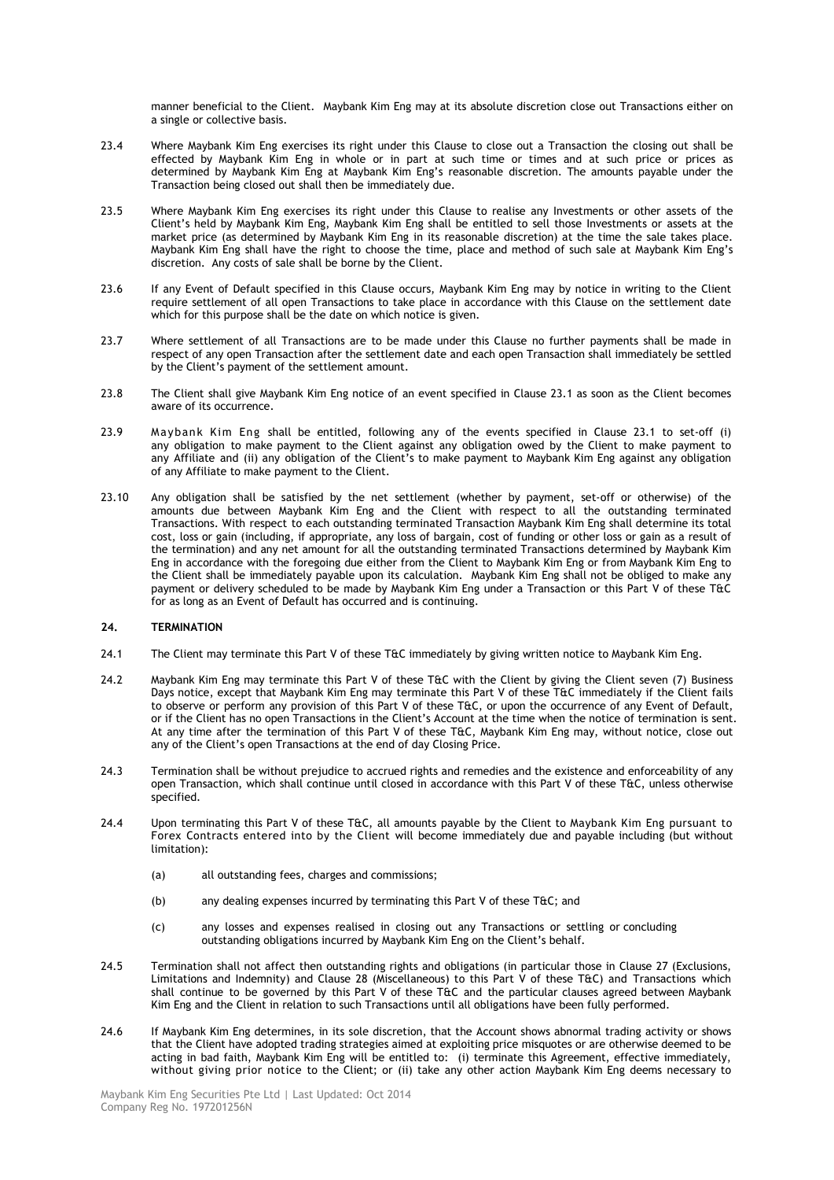manner beneficial to the Client. Maybank Kim Eng may at its absolute discretion close out Transactions either on a single or collective basis.

23.4 Where Maybank Kim Eng exercises its right under this Clause to close out a Transaction the closing out shall be effected by Maybank Kim Eng in whole or in part at such time or times and at such price or prices as determined by Maybank Kim Eng at Maybank Kim Eng's reasonable discretion. The amounts payable under the Transaction being closed out shall then be immediately due.

23.5 Where Maybank Kim Eng exercises its right under this Clause to realise any Investments or other assets of the Client's held by Maybank Kim Eng, Maybank Kim Eng shall be entitled to sell those Investments or assets at the market price (as determined by Maybank Kim Eng in its reasonable discretion) at the time the sale takes place. Maybank Kim Eng shall have the right to choose the time, place and method of such sale at Maybank Kim Eng's discretion. Any costs of sale shall be borne by the Client.

23.6 If any Event of Default specified in this Clause occurs, Maybank Kim Eng may by notice in writing to the Client require settlement of all open Transactions to take place in accordance with this Clause on the settlement date which for this purpose shall be the date on which notice is given.

23.7 Where settlement of all Transactions are to be made under this Clause no further payments shall be made in respect of any open Transaction after the settlement date and each open Transaction shall immediately be settled by the Client's payment of the settlement amount.

23.8 The Client shall give Maybank Kim Eng notice of an event specified in Clause 23.1 as soon as the Client becomes aware of its occurrence.

23.9 Maybank Kim Eng shall be entitled, following any of the events specified in Clause 23.1 to set-off (i) any obligation to make payment to the Client against any obligation owed by the Client to make payment to any Affiliate and (ii) any obligation of the Client's to make payment to Maybank Kim Eng against any obligation of any Affiliate to make payment to the Client.

23.10 Any obligation shall be satisfied by the net settlement (whether by payment, set-off or otherwise) of the amounts due between Maybank Kim Eng and the Client with respect to all the outstanding terminated Transactions. With respect to each outstanding terminated Transaction Maybank Kim Eng shall determine its total cost, loss or gain (including, if appropriate, any loss of bargain, cost of funding or other loss or gain as a result of the termination) and any net amount for all the outstanding terminated Transactions determined by Maybank Kim Eng in accordance with the foregoing due either from the Client to Maybank Kim Eng or from Maybank Kim Eng to the Client shall be immediately payable upon its calculation. Maybank Kim Eng shall not be obliged to make any payment or delivery scheduled to be made by Maybank Kim Eng under a Transaction or this Part V of these T&C for as long as an Event of Default has occurred and is continuing.

## 24. TERMINATION

24.1 The Client may terminate this Part V of these T&C immediately by giving written notice to Maybank Kim Eng.

24.2 Maybank Kim Eng may terminate this Part V of these T&C with the Client by giving the Client seven (7) Business Days notice, except that Maybank Kim Eng may terminate this Part V of these T&C immediately if the Client fails to observe or perform any provision of this Part V of these T&C, or upon the occurrence of any Event of Default, or if the Client has no open Transactions in the Client's Account at the time when the notice of termination is sent. At any time after the termination of this Part V of these T&C, Maybank Kim Eng may, without notice, close out any of the Client's open Transactions at the end of day Closing Price.

24.3 Termination shall be without prejudice to accrued rights and remedies and the existence and enforceability of any open Transaction, which shall continue until closed in accordance with this Part V of these T&C, unless otherwise specified.

24.4 Upon terminating this Part V of these T&C, all amounts payable by the Client to Maybank Kim Eng pursuant to Forex Contracts entered into by the Client will become immediately due and payable including (but without limitation):

(a) all outstanding fees, charges and commissions;

(b) any dealing expenses incurred by terminating this Part V of these T&C; and

(c) any losses and expenses realised in closing out any Transactions or settling or concluding outstanding obligations incurred by Maybank Kim Eng on the Client's behalf.

24.5 Termination shall not affect then outstanding rights and obligations (in particular those in Clause 27 (Exclusions, Limitations and Indemnity) and Clause 28 (Miscellaneous) to this Part V of these T&C) and Transactions which shall continue to be governed by this Part V of these T&C and the particular clauses agreed between Maybank Kim Eng and the Client in relation to such Transactions until all obligations have been fully performed.

24.6 If Maybank Kim Eng determines, in its sole discretion, that the Account shows abnormal trading activity or shows that the Client have adopted trading strategies aimed at exploiting price misquotes or are otherwise deemed to be acting in bad faith, Maybank Kim Eng will be entitled to: (i) terminate this Agreement, effective immediately, without giving prior notice to the Client; or (ii) take any other action Maybank Kim Eng deems necessary to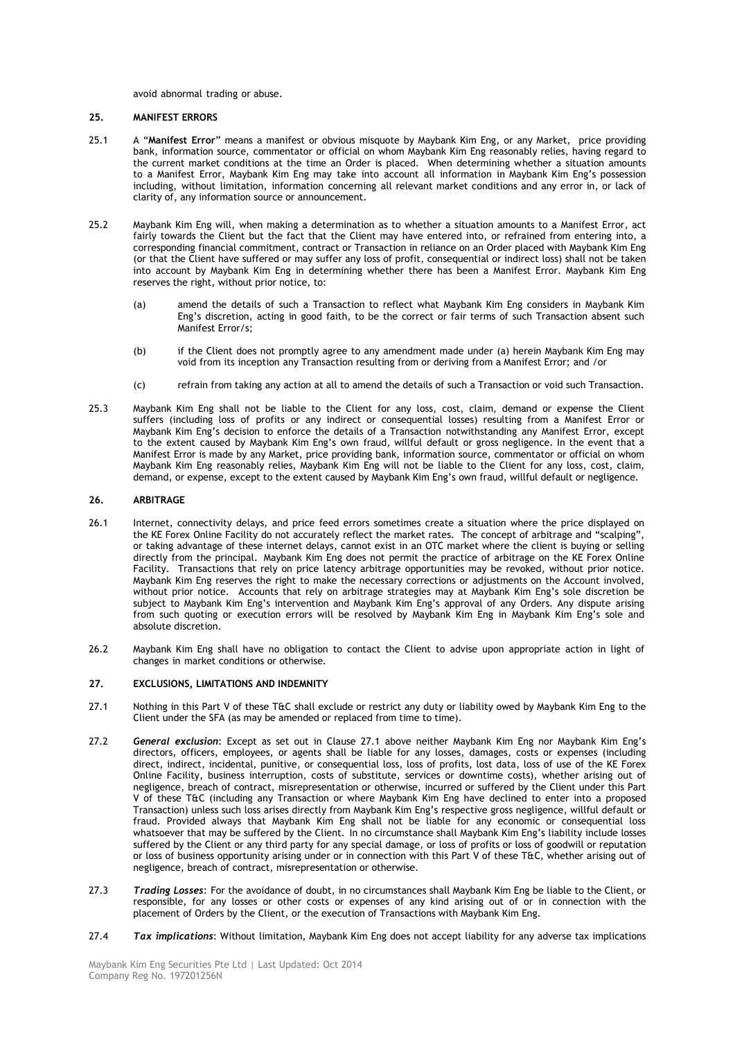avoid abnormal trading or abuse.

## 25. MANIFEST ERRORS

25.1 A "**Manifest Error**" means a manifest or obvious misquote by Maybank Kim Eng, or any Market, price providing bank, information source, commentator or official on whom Maybank Kim Eng reasonably relies, having regard to the current market conditions at the time an Order is placed. When determining whether a situation amounts to a Manifest Error, Maybank Kim Eng may take into account all information in Maybank Kim Eng's possession including, without limitation, information concerning all relevant market conditions and any error in, or lack of clarity of, any information source or announcement.

25.2 Maybank Kim Eng will, when making a determination as to whether a situation amounts to a Manifest Error, act fairly towards the Client but the fact that the Client may have entered into, or refrained from entering into, a corresponding financial commitment, contract or Transaction in reliance on an Order placed with Maybank Kim Eng (or that the Client have suffered or may suffer any loss of profit, consequential or indirect loss) shall not be taken into account by Maybank Kim Eng in determining whether there has been a Manifest Error. Maybank Kim Eng reserves the right, without prior notice, to:

(a) amend the details of such a Transaction to reflect what Maybank Kim Eng considers in Maybank Kim Eng's discretion, acting in good faith, to be the correct or fair terms of such Transaction absent such Manifest Error/s;

(b) if the Client does not promptly agree to any amendment made under (a) herein Maybank Kim Eng may void from its inception any Transaction resulting from or deriving from a Manifest Error; and /or

(c) refrain from taking any action at all to amend the details of such a Transaction or void such Transaction.

25.3 Maybank Kim Eng shall not be liable to the Client for any loss, cost, claim, demand or expense the Client suffers (including loss of profits or any indirect or consequential losses) resulting from a Manifest Error or Maybank Kim Eng's decision to enforce the details of a Transaction notwithstanding any Manifest Error, except to the extent caused by Maybank Kim Eng's own fraud, willful default or gross negligence. In the event that a Manifest Error is made by any Market, price providing bank, information source, commentator or official on whom Maybank Kim Eng reasonably relies, Maybank Kim Eng will not be liable to the Client for any loss, cost, claim, demand, or expense, except to the extent caused by Maybank Kim Eng's own fraud, willful default or negligence.

## 26. ARBITRAGE

26.1 Internet, connectivity delays, and price feed errors sometimes create a situation where the price displayed on the KE Forex Online Facility do not accurately reflect the market rates. The concept of arbitrage and "scalping", or taking advantage of these internet delays, cannot exist in an OTC market where the client is buying or selling directly from the principal. Maybank Kim Eng does not permit the practice of arbitrage on the KE Forex Online Facility. Transactions that rely on price latency arbitrage opportunities may be revoked, without prior notice. Maybank Kim Eng reserves the right to make the necessary corrections or adjustments on the Account involved, without prior notice. Accounts that rely on arbitrage strategies may at Maybank Kim Eng's sole discretion be subject to Maybank Kim Eng's intervention and Maybank Kim Eng's approval of any Orders. Any dispute arising from such quoting or execution errors will be resolved by Maybank Kim Eng in Maybank Kim Eng's sole and absolute discretion.

26.2 Maybank Kim Eng shall have no obligation to contact the Client to advise upon appropriate action in light of changes in market conditions or otherwise.

## 27. EXCLUSIONS, LIMITATIONS AND INDEMNITY

27.1 Nothing in this Part V of these T&C shall exclude or restrict any duty or liability owed by Maybank Kim Eng to the Client under the SFA (as may be amended or replaced from time to time).

27.2 ***General exclusion***: Except as set out in Clause 27.1 above neither Maybank Kim Eng nor Maybank Kim Eng's directors, officers, employees, or agents shall be liable for any losses, damages, costs or expenses (including direct, indirect, incidental, punitive, or consequential loss, loss of profits, lost data, loss of use of the KE Forex Online Facility, business interruption, costs of substitute, services or downtime costs), whether arising out of negligence, breach of contract, misrepresentation or otherwise, incurred or suffered by the Client under this Part V of these T&C (including any Transaction or where Maybank Kim Eng have declined to enter into a proposed Transaction) unless such loss arises directly from Maybank Kim Eng's respective gross negligence, willful default or fraud. Provided always that Maybank Kim Eng shall not be liable for any economic or consequential loss whatsoever that may be suffered by the Client. In no circumstance shall Maybank Kim Eng's liability include losses suffered by the Client or any third party for any special damage, or loss of profits or loss of goodwill or reputation or loss of business opportunity arising under or in connection with this Part V of these T&C, whether arising out of negligence, breach of contract, misrepresentation or otherwise.

27.3 ***Trading Losses***: For the avoidance of doubt, in no circumstances shall Maybank Kim Eng be liable to the Client, or responsible, for any losses or other costs or expenses of any kind arising out of or in connection with the placement of Orders by the Client, or the execution of Transactions with Maybank Kim Eng.

27.4 ***Tax implications***: Without limitation, Maybank Kim Eng does not accept liability for any adverse tax implications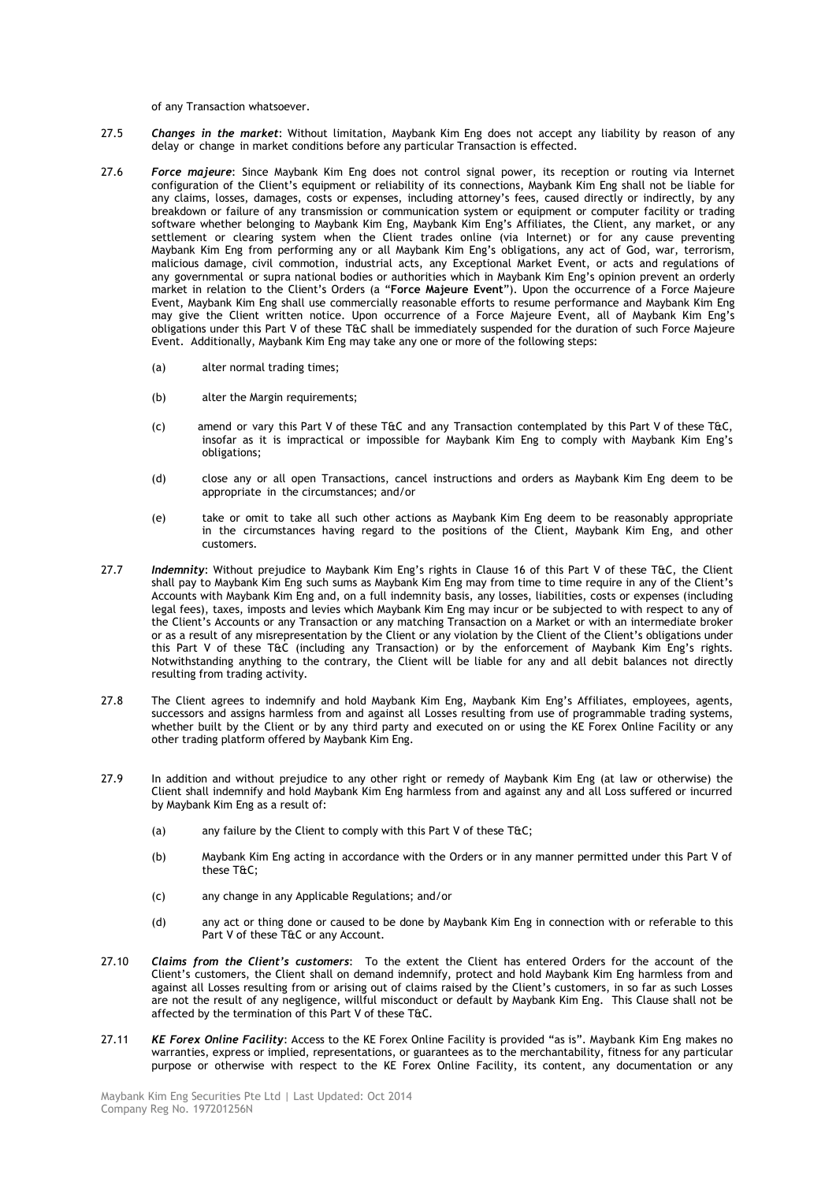of any Transaction whatsoever.

27.5 ***Changes in the market***: Without limitation, Maybank Kim Eng does not accept any liability by reason of any delay or change in market conditions before any particular Transaction is effected.

27.6 ***Force majeure***: Since Maybank Kim Eng does not control signal power, its reception or routing via Internet configuration of the Client's equipment or reliability of its connections, Maybank Kim Eng shall not be liable for any claims, losses, damages, costs or expenses, including attorney's fees, caused directly or indirectly, by any breakdown or failure of any transmission or communication system or equipment or computer facility or trading software whether belonging to Maybank Kim Eng, Maybank Kim Eng's Affiliates, the Client, any market, or any settlement or clearing system when the Client trades online (via Internet) or for any cause preventing Maybank Kim Eng from performing any or all Maybank Kim Eng's obligations, any act of God, war, terrorism, malicious damage, civil commotion, industrial acts, any Exceptional Market Event, or acts and regulations of any governmental or supra national bodies or authorities which in Maybank Kim Eng's opinion prevent an orderly market in relation to the Client's Orders (a "**Force Majeure Event**"). Upon the occurrence of a Force Majeure Event, Maybank Kim Eng shall use commercially reasonable efforts to resume performance and Maybank Kim Eng may give the Client written notice. Upon occurrence of a Force Majeure Event, all of Maybank Kim Eng's obligations under this Part V of these T&C shall be immediately suspended for the duration of such Force Majeure Event. Additionally, Maybank Kim Eng may take any one or more of the following steps:

(a) alter normal trading times;

(b) alter the Margin requirements;

(c) amend or vary this Part V of these T&C and any Transaction contemplated by this Part V of these T&C, insofar as it is impractical or impossible for Maybank Kim Eng to comply with Maybank Kim Eng's obligations;

(d) close any or all open Transactions, cancel instructions and orders as Maybank Kim Eng deem to be appropriate in the circumstances; and/or

(e) take or omit to take all such other actions as Maybank Kim Eng deem to be reasonably appropriate in the circumstances having regard to the positions of the Client, Maybank Kim Eng, and other customers.

27.7 ***Indemnity***: Without prejudice to Maybank Kim Eng's rights in Clause 16 of this Part V of these T&C, the Client shall pay to Maybank Kim Eng such sums as Maybank Kim Eng may from time to time require in any of the Client's Accounts with Maybank Kim Eng and, on a full indemnity basis, any losses, liabilities, costs or expenses (including legal fees), taxes, imposts and levies which Maybank Kim Eng may incur or be subjected to with respect to any of the Client's Accounts or any Transaction or any matching Transaction on a Market or with an intermediate broker or as a result of any misrepresentation by the Client or any violation by the Client of the Client's obligations under this Part V of these T&C (including any Transaction) or by the enforcement of Maybank Kim Eng's rights. Notwithstanding anything to the contrary, the Client will be liable for any and all debit balances not directly resulting from trading activity.

27.8 The Client agrees to indemnify and hold Maybank Kim Eng, Maybank Kim Eng's Affiliates, employees, agents, successors and assigns harmless from and against all Losses resulting from use of programmable trading systems, whether built by the Client or by any third party and executed on or using the KE Forex Online Facility or any other trading platform offered by Maybank Kim Eng.

27.9 In addition and without prejudice to any other right or remedy of Maybank Kim Eng (at law or otherwise) the Client shall indemnify and hold Maybank Kim Eng harmless from and against any and all Loss suffered or incurred by Maybank Kim Eng as a result of:

(a) any failure by the Client to comply with this Part V of these T&C;

(b) Maybank Kim Eng acting in accordance with the Orders or in any manner permitted under this Part V of these T&C;

(c) any change in any Applicable Regulations; and/or

(d) any act or thing done or caused to be done by Maybank Kim Eng in connection with or referable to this Part V of these T&C or any Account.

27.10 ***Claims from the Client's customers***: To the extent the Client has entered Orders for the account of the Client's customers, the Client shall on demand indemnify, protect and hold Maybank Kim Eng harmless from and against all Losses resulting from or arising out of claims raised by the Client's customers, in so far as such Losses are not the result of any negligence, willful misconduct or default by Maybank Kim Eng. This Clause shall not be affected by the termination of this Part V of these T&C.

27.11 ***KE Forex Online Facility***: Access to the KE Forex Online Facility is provided "as is". Maybank Kim Eng makes no warranties, express or implied, representations, or guarantees as to the merchantability, fitness for any particular purpose or otherwise with respect to the KE Forex Online Facility, its content, any documentation or any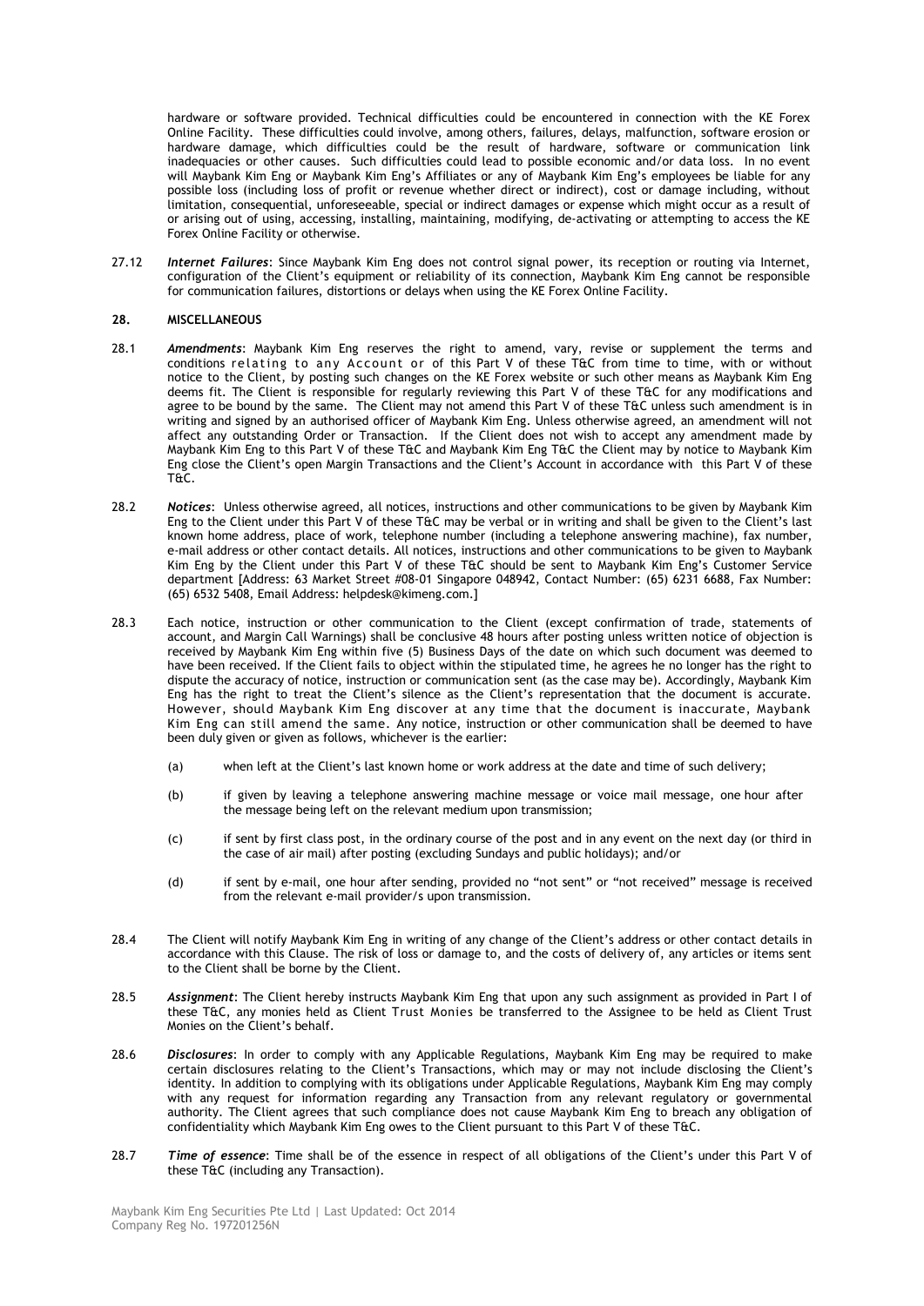hardware or software provided. Technical difficulties could be encountered in connection with the KE Forex Online Facility. These difficulties could involve, among others, failures, delays, malfunction, software erosion or hardware damage, which difficulties could be the result of hardware, software or communication link inadequacies or other causes. Such difficulties could lead to possible economic and/or data loss. In no event will Maybank Kim Eng or Maybank Kim Eng's Affiliates or any of Maybank Kim Eng's employees be liable for any possible loss (including loss of profit or revenue whether direct or indirect), cost or damage including, without limitation, consequential, unforeseeable, special or indirect damages or expense which might occur as a result of or arising out of using, accessing, installing, maintaining, modifying, de-activating or attempting to access the KE Forex Online Facility or otherwise.

27.12 ***Internet Failures***: Since Maybank Kim Eng does not control signal power, its reception or routing via Internet, configuration of the Client's equipment or reliability of its connection, Maybank Kim Eng cannot be responsible for communication failures, distortions or delays when using the KE Forex Online Facility.

**28. MISCELLANEOUS**

28.1 ***Amendments***: Maybank Kim Eng reserves the right to amend, vary, revise or supplement the terms and conditions relating to any Account or of this Part V of these T&C from time to time, with or without notice to the Client, by posting such changes on the KE Forex website or such other means as Maybank Kim Eng deems fit. The Client is responsible for regularly reviewing this Part V of these T&C for any modifications and agree to be bound by the same. The Client may not amend this Part V of these T&C unless such amendment is in writing and signed by an authorised officer of Maybank Kim Eng. Unless otherwise agreed, an amendment will not affect any outstanding Order or Transaction. If the Client does not wish to accept any amendment made by Maybank Kim Eng to this Part V of these T&C and Maybank Kim Eng T&C the Client may by notice to Maybank Kim Eng close the Client's open Margin Transactions and the Client's Account in accordance with this Part V of these T&C.

28.2 ***Notices***: Unless otherwise agreed, all notices, instructions and other communications to be given by Maybank Kim Eng to the Client under this Part V of these T&C may be verbal or in writing and shall be given to the Client's last known home address, place of work, telephone number (including a telephone answering machine), fax number, e-mail address or other contact details. All notices, instructions and other communications to be given to Maybank Kim Eng by the Client under this Part V of these T&C should be sent to Maybank Kim Eng's Customer Service department [Address: 63 Market Street #08-01 Singapore 048942, Contact Number: (65) 6231 6688, Fax Number: (65) 6532 5408, Email Address: helpdesk@kimeng.com.]

28.3 Each notice, instruction or other communication to the Client (except confirmation of trade, statements of account, and Margin Call Warnings) shall be conclusive 48 hours after posting unless written notice of objection is received by Maybank Kim Eng within five (5) Business Days of the date on which such document was deemed to have been received. If the Client fails to object within the stipulated time, he agrees he no longer has the right to dispute the accuracy of notice, instruction or communication sent (as the case may be). Accordingly, Maybank Kim Eng has the right to treat the Client's silence as the Client's representation that the document is accurate. However, should Maybank Kim Eng discover at any time that the document is inaccurate, Maybank Kim Eng can still amend the same. Any notice, instruction or other communication shall be deemed to have been duly given or given as follows, whichever is the earlier:

(a) when left at the Client's last known home or work address at the date and time of such delivery;

(b) if given by leaving a telephone answering machine message or voice mail message, one hour after the message being left on the relevant medium upon transmission;

(c) if sent by first class post, in the ordinary course of the post and in any event on the next day (or third in the case of air mail) after posting (excluding Sundays and public holidays); and/or

(d) if sent by e-mail, one hour after sending, provided no "not sent" or "not received" message is received from the relevant e-mail provider/s upon transmission.

28.4 The Client will notify Maybank Kim Eng in writing of any change of the Client's address or other contact details in accordance with this Clause. The risk of loss or damage to, and the costs of delivery of, any articles or items sent to the Client shall be borne by the Client.

28.5 ***Assignment***: The Client hereby instructs Maybank Kim Eng that upon any such assignment as provided in Part I of these T&C, any monies held as Client Trust Monies be transferred to the Assignee to be held as Client Trust Monies on the Client's behalf.

28.6 ***Disclosures***: In order to comply with any Applicable Regulations, Maybank Kim Eng may be required to make certain disclosures relating to the Client's Transactions, which may or may not include disclosing the Client's identity. In addition to complying with its obligations under Applicable Regulations, Maybank Kim Eng may comply with any request for information regarding any Transaction from any relevant regulatory or governmental authority. The Client agrees that such compliance does not cause Maybank Kim Eng to breach any obligation of confidentiality which Maybank Kim Eng owes to the Client pursuant to this Part V of these T&C.

28.7 ***Time of essence***: Time shall be of the essence in respect of all obligations of the Client's under this Part V of these T&C (including any Transaction).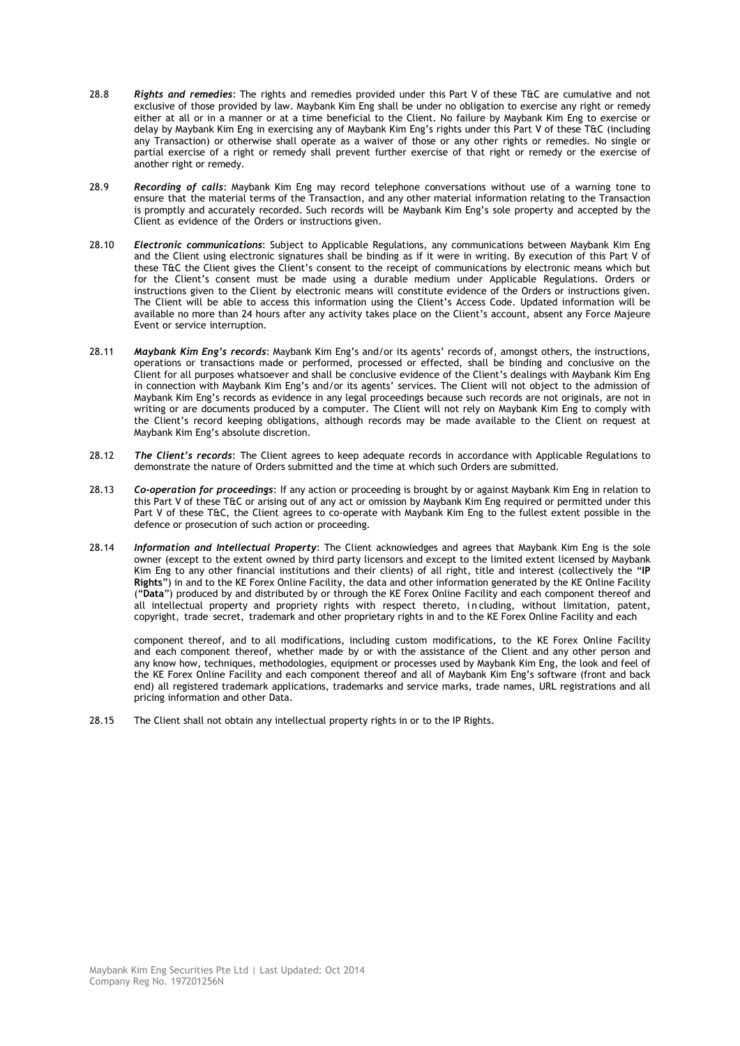28.8 ***Rights and remedies***: The rights and remedies provided under this Part V of these T&C are cumulative and not exclusive of those provided by law. Maybank Kim Eng shall be under no obligation to exercise any right or remedy either at all or in a manner or at a time beneficial to the Client. No failure by Maybank Kim Eng to exercise or delay by Maybank Kim Eng in exercising any of Maybank Kim Eng's rights under this Part V of these T&C (including any Transaction) or otherwise shall operate as a waiver of those or any other rights or remedies. No single or partial exercise of a right or remedy shall prevent further exercise of that right or remedy or the exercise of another right or remedy.

28.9 ***Recording of calls***: Maybank Kim Eng may record telephone conversations without use of a warning tone to ensure that the material terms of the Transaction, and any other material information relating to the Transaction is promptly and accurately recorded. Such records will be Maybank Kim Eng's sole property and accepted by the Client as evidence of the Orders or instructions given.

28.10 ***Electronic communications***: Subject to Applicable Regulations, any communications between Maybank Kim Eng and the Client using electronic signatures shall be binding as if it were in writing. By execution of this Part V of these T&C the Client gives the Client's consent to the receipt of communications by electronic means which but for the Client's consent must be made using a durable medium under Applicable Regulations. Orders or instructions given to the Client by electronic means will constitute evidence of the Orders or instructions given. The Client will be able to access this information using the Client's Access Code. Updated information will be available no more than 24 hours after any activity takes place on the Client's account, absent any Force Majeure Event or service interruption.

28.11 ***Maybank Kim Eng's records***: Maybank Kim Eng's and/or its agents' records of, amongst others, the instructions, operations or transactions made or performed, processed or effected, shall be binding and conclusive on the Client for all purposes whatsoever and shall be conclusive evidence of the Client's dealings with Maybank Kim Eng in connection with Maybank Kim Eng's and/or its agents' services. The Client will not object to the admission of Maybank Kim Eng's records as evidence in any legal proceedings because such records are not originals, are not in writing or are documents produced by a computer. The Client will not rely on Maybank Kim Eng to comply with the Client's record keeping obligations, although records may be made available to the Client on request at Maybank Kim Eng's absolute discretion.

28.12 ***The Client's records***: The Client agrees to keep adequate records in accordance with Applicable Regulations to demonstrate the nature of Orders submitted and the time at which such Orders are submitted.

28.13 ***Co-operation for proceedings***: If any action or proceeding is brought by or against Maybank Kim Eng in relation to this Part V of these T&C or arising out of any act or omission by Maybank Kim Eng required or permitted under this Part V of these T&C, the Client agrees to co-operate with Maybank Kim Eng to the fullest extent possible in the defence or prosecution of such action or proceeding.

28.14 ***Information and Intellectual Property***: The Client acknowledges and agrees that Maybank Kim Eng is the sole owner (except to the extent owned by third party licensors and except to the limited extent licensed by Maybank Kim Eng to any other financial institutions and their clients) of all right, title and interest (collectively the "**IP Rights**") in and to the KE Forex Online Facility, the data and other information generated by the KE Online Facility ("**Data**") produced by and distributed by or through the KE Forex Online Facility and each component thereof and all intellectual property and propriety rights with respect thereto, including, without limitation, patent, copyright, trade secret, trademark and other proprietary rights in and to the KE Forex Online Facility and each

component thereof, and to all modifications, including custom modifications, to the KE Forex Online Facility and each component thereof, whether made by or with the assistance of the Client and any other person and any know how, techniques, methodologies, equipment or processes used by Maybank Kim Eng, the look and feel of the KE Forex Online Facility and each component thereof and all of Maybank Kim Eng's software (front and back end) all registered trademark applications, trademarks and service marks, trade names, URL registrations and all pricing information and other Data.

28.15 The Client shall not obtain any intellectual property rights in or to the IP Rights.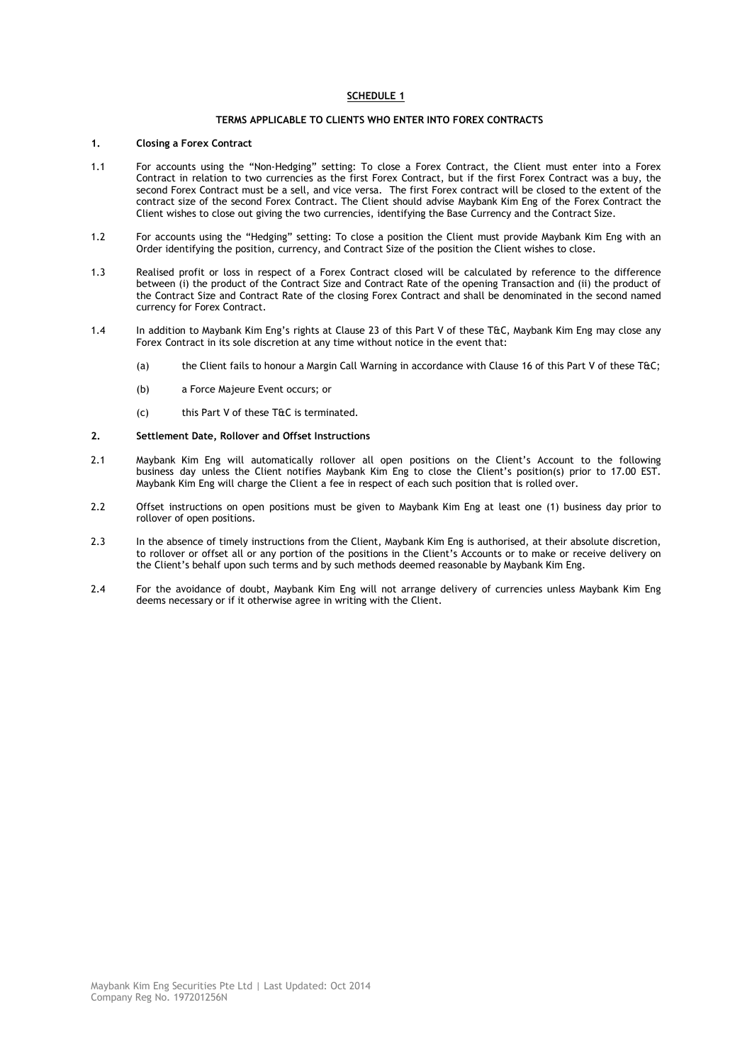# SCHEDULE 1

## TERMS APPLICABLE TO CLIENTS WHO ENTER INTO FOREX CONTRACTS

### 1. Closing a Forex Contract

1.1 For accounts using the "Non-Hedging" setting: To close a Forex Contract, the Client must enter into a Forex Contract in relation to two currencies as the first Forex Contract, but if the first Forex Contract was a buy, the second Forex Contract must be a sell, and vice versa. The first Forex contract will be closed to the extent of the contract size of the second Forex Contract. The Client should advise Maybank Kim Eng of the Forex Contract the Client wishes to close out giving the two currencies, identifying the Base Currency and the Contract Size.

1.2 For accounts using the "Hedging" setting: To close a position the Client must provide Maybank Kim Eng with an Order identifying the position, currency, and Contract Size of the position the Client wishes to close.

1.3 Realised profit or loss in respect of a Forex Contract closed will be calculated by reference to the difference between (i) the product of the Contract Size and Contract Rate of the opening Transaction and (ii) the product of the Contract Size and Contract Rate of the closing Forex Contract and shall be denominated in the second named currency for Forex Contract.

1.4 In addition to Maybank Kim Eng's rights at Clause 23 of this Part V of these T&C, Maybank Kim Eng may close any Forex Contract in its sole discretion at any time without notice in the event that:

(a) the Client fails to honour a Margin Call Warning in accordance with Clause 16 of this Part V of these T&C;

(b) a Force Majeure Event occurs; or

(c) this Part V of these T&C is terminated.

### 2. Settlement Date, Rollover and Offset Instructions

2.1 Maybank Kim Eng will automatically rollover all open positions on the Client's Account to the following business day unless the Client notifies Maybank Kim Eng to close the Client's position(s) prior to 17.00 EST. Maybank Kim Eng will charge the Client a fee in respect of each such position that is rolled over.

2.2 Offset instructions on open positions must be given to Maybank Kim Eng at least one (1) business day prior to rollover of open positions.

2.3 In the absence of timely instructions from the Client, Maybank Kim Eng is authorised, at their absolute discretion, to rollover or offset all or any portion of the positions in the Client's Accounts or to make or receive delivery on the Client's behalf upon such terms and by such methods deemed reasonable by Maybank Kim Eng.

2.4 For the avoidance of doubt, Maybank Kim Eng will not arrange delivery of currencies unless Maybank Kim Eng deems necessary or if it otherwise agree in writing with the Client.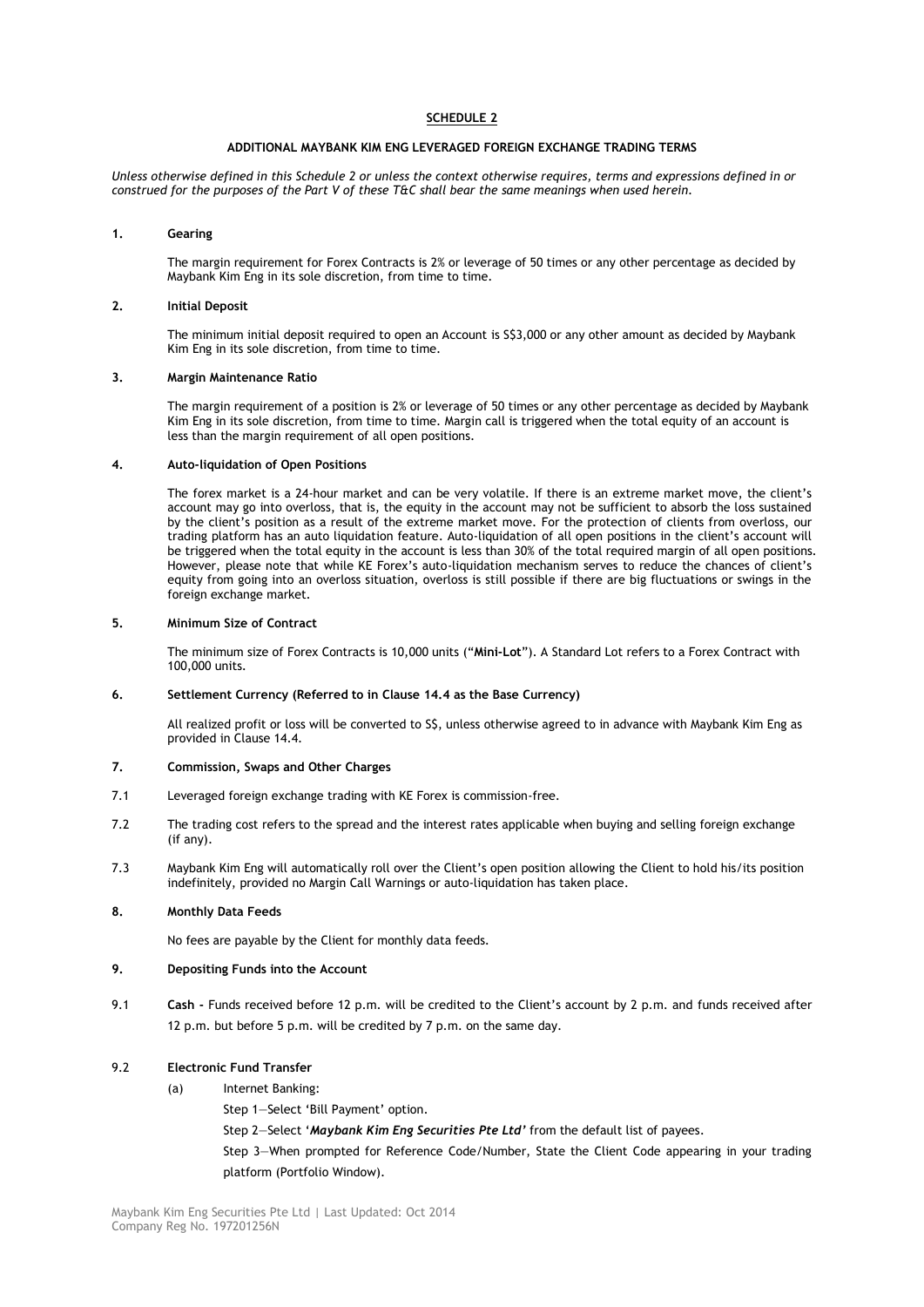## SCHEDULE 2

### ADDITIONAL MAYBANK KIM ENG LEVERAGED FOREIGN EXCHANGE TRADING TERMS

*Unless otherwise defined in this Schedule 2 or unless the context otherwise requires, terms and expressions defined in or construed for the purposes of the Part V of these T&C shall bear the same meanings when used herein.*

**1. Gearing**

The margin requirement for Forex Contracts is 2% or leverage of 50 times or any other percentage as decided by Maybank Kim Eng in its sole discretion, from time to time.

**2. Initial Deposit**

The minimum initial deposit required to open an Account is S$3,000 or any other amount as decided by Maybank Kim Eng in its sole discretion, from time to time.

**3. Margin Maintenance Ratio**

The margin requirement of a position is 2% or leverage of 50 times or any other percentage as decided by Maybank Kim Eng in its sole discretion, from time to time. Margin call is triggered when the total equity of an account is less than the margin requirement of all open positions.

**4. Auto-liquidation of Open Positions**

The forex market is a 24-hour market and can be very volatile. If there is an extreme market move, the client's account may go into overloss, that is, the equity in the account may not be sufficient to absorb the loss sustained by the client's position as a result of the extreme market move. For the protection of clients from overloss, our trading platform has an auto liquidation feature. Auto-liquidation of all open positions in the client's account will be triggered when the total equity in the account is less than 30% of the total required margin of all open positions. However, please note that while KE Forex's auto-liquidation mechanism serves to reduce the chances of client's equity from going into an overloss situation, overloss is still possible if there are big fluctuations or swings in the foreign exchange market.

**5. Minimum Size of Contract**

The minimum size of Forex Contracts is 10,000 units ("**Mini-Lot**"). A Standard Lot refers to a Forex Contract with 100,000 units.

**6. Settlement Currency (Referred to in Clause 14.4 as the Base Currency)**

All realized profit or loss will be converted to S$, unless otherwise agreed to in advance with Maybank Kim Eng as provided in Clause 14.4.

**7. Commission, Swaps and Other Charges**

7.1 Leveraged foreign exchange trading with KE Forex is commission-free.

7.2 The trading cost refers to the spread and the interest rates applicable when buying and selling foreign exchange (if any).

7.3 Maybank Kim Eng will automatically roll over the Client's open position allowing the Client to hold his/its position indefinitely, provided no Margin Call Warnings or auto-liquidation has taken place.

**8. Monthly Data Feeds**

No fees are payable by the Client for monthly data feeds.

**9. Depositing Funds into the Account**

9.1 **Cash -** Funds received before 12 p.m. will be credited to the Client's account by 2 p.m. and funds received after 12 p.m. but before 5 p.m. will be credited by 7 p.m. on the same day.

9.2 **Electronic Fund Transfer**

(a) Internet Banking:

Step 1—Select 'Bill Payment' option.

Step 2—Select '***Maybank Kim Eng Securities Pte Ltd***' from the default list of payees.

Step 3—When prompted for Reference Code/Number, State the Client Code appearing in your trading platform (Portfolio Window).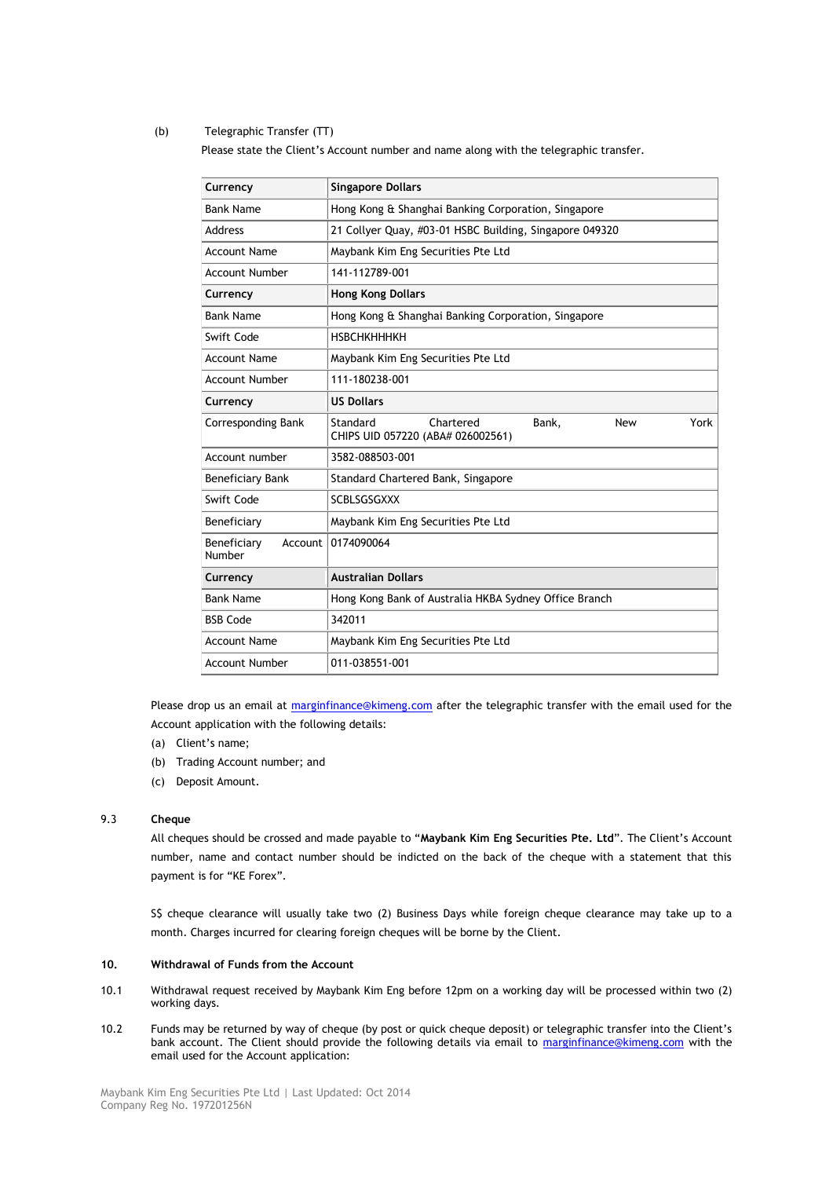(b) Telegraphic Transfer (TT)

Please state the Client's Account number and name along with the telegraphic transfer.

| **Currency** | **Singapore Dollars** |
|---|---|
| Bank Name | Hong Kong & Shanghai Banking Corporation, Singapore |
| Address | 21 Collyer Quay, #03-01 HSBC Building, Singapore 049320 |
| Account Name | Maybank Kim Eng Securities Pte Ltd |
| Account Number | 141-112789-001 |
| **Currency** | **Hong Kong Dollars** |
| Bank Name | Hong Kong & Shanghai Banking Corporation, Singapore |
| Swift Code | HSBCHKHHHKH |
| Account Name | Maybank Kim Eng Securities Pte Ltd |
| Account Number | 111-180238-001 |
| **Currency** | **US Dollars** |
| Corresponding Bank | Standard Chartered Bank, New York CHIPS UID 057220 (ABA# 026002561) |
| Account number | 3582-088503-001 |
| Beneficiary Bank | Standard Chartered Bank, Singapore |
| Swift Code | SCBLSGSGXXX |
| Beneficiary | Maybank Kim Eng Securities Pte Ltd |
| Beneficiary Account Number | 0174090064 |
| **Currency** | **Australian Dollars** |
| Bank Name | Hong Kong Bank of Australia HKBA Sydney Office Branch |
| BSB Code | 342011 |
| Account Name | Maybank Kim Eng Securities Pte Ltd |
| Account Number | 011-038551-001 |

Please drop us an email at marginfinance@kimeng.com after the telegraphic transfer with the email used for the Account application with the following details:

(a) Client's name;

(b) Trading Account number; and

(c) Deposit Amount.

### 9.3 Cheque

All cheques should be crossed and made payable to "**Maybank Kim Eng Securities Pte. Ltd**". The Client's Account number, name and contact number should be indicted on the back of the cheque with a statement that this payment is for "KE Forex".

S$ cheque clearance will usually take two (2) Business Days while foreign cheque clearance may take up to a month. Charges incurred for clearing foreign cheques will be borne by the Client.

## 10. Withdrawal of Funds from the Account

10.1 Withdrawal request received by Maybank Kim Eng before 12pm on a working day will be processed within two (2) working days.

10.2 Funds may be returned by way of cheque (by post or quick cheque deposit) or telegraphic transfer into the Client's bank account. The Client should provide the following details via email to marginfinance@kimeng.com with the email used for the Account application: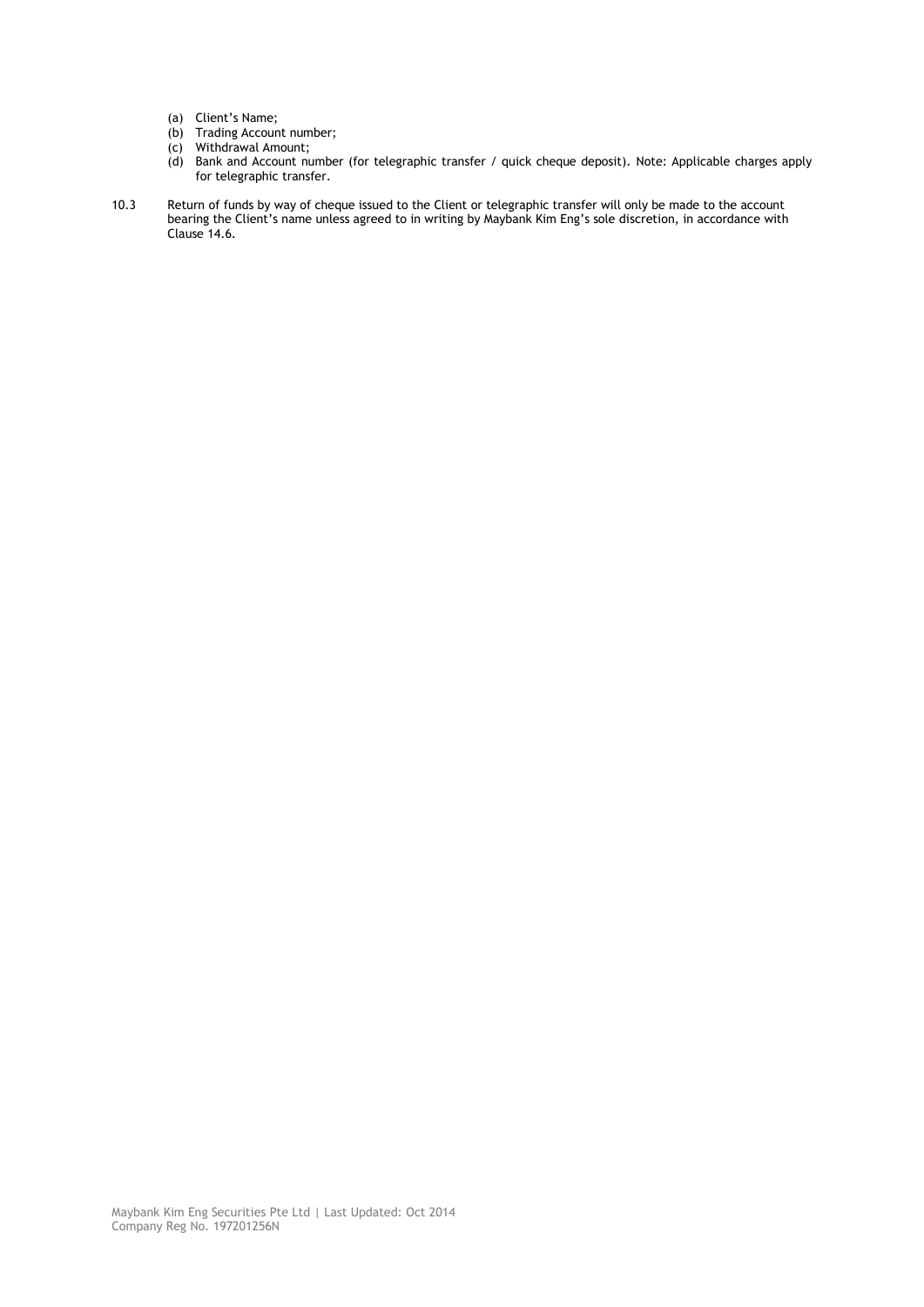(a) Client's Name;
(b) Trading Account number;
(c) Withdrawal Amount;
(d) Bank and Account number (for telegraphic transfer / quick cheque deposit). Note: Applicable charges apply for telegraphic transfer.

10.3 Return of funds by way of cheque issued to the Client or telegraphic transfer will only be made to the account bearing the Client's name unless agreed to in writing by Maybank Kim Eng's sole discretion, in accordance with Clause 14.6.